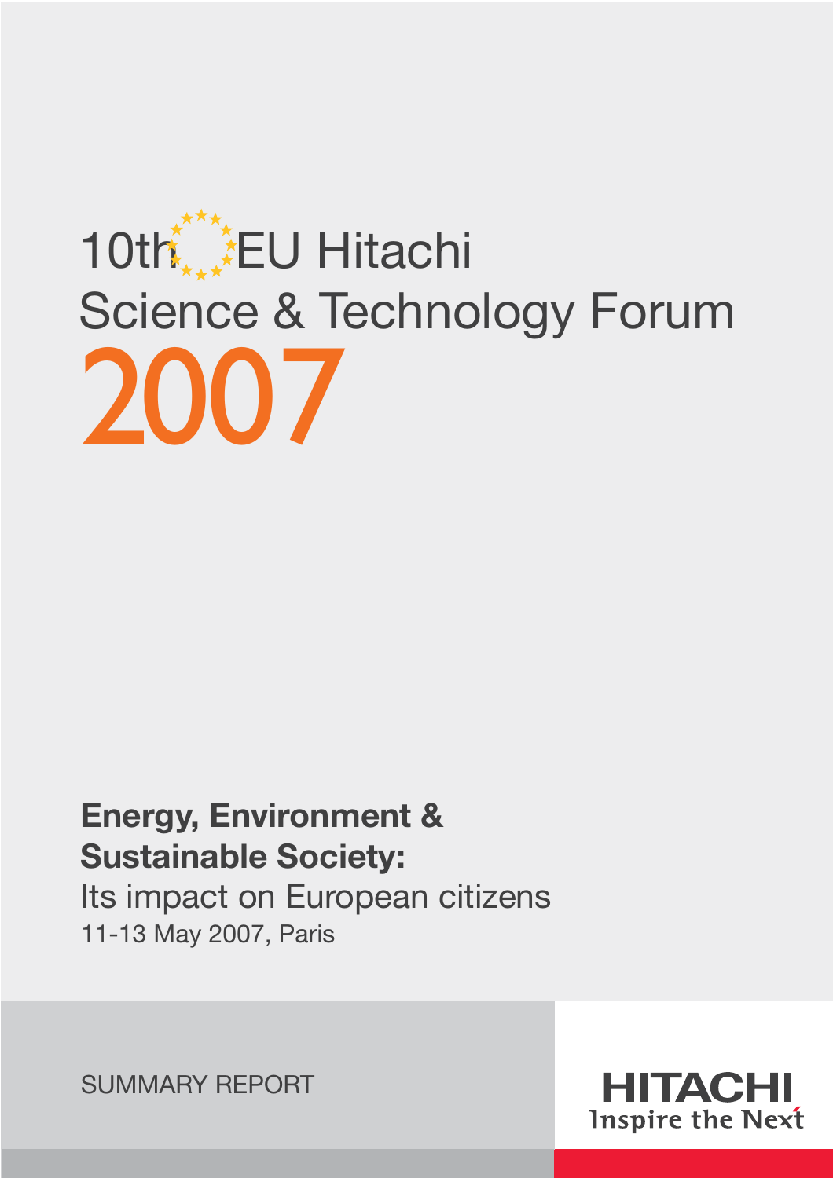# 10th EU Hitachi Science & Technology Forum 2007

**Energy, Environment & Sustainable Society:**

Its impact on European citizens

11-13 May 2007, Paris

SUMMARY REPORT

HITACHI

Inspire the Next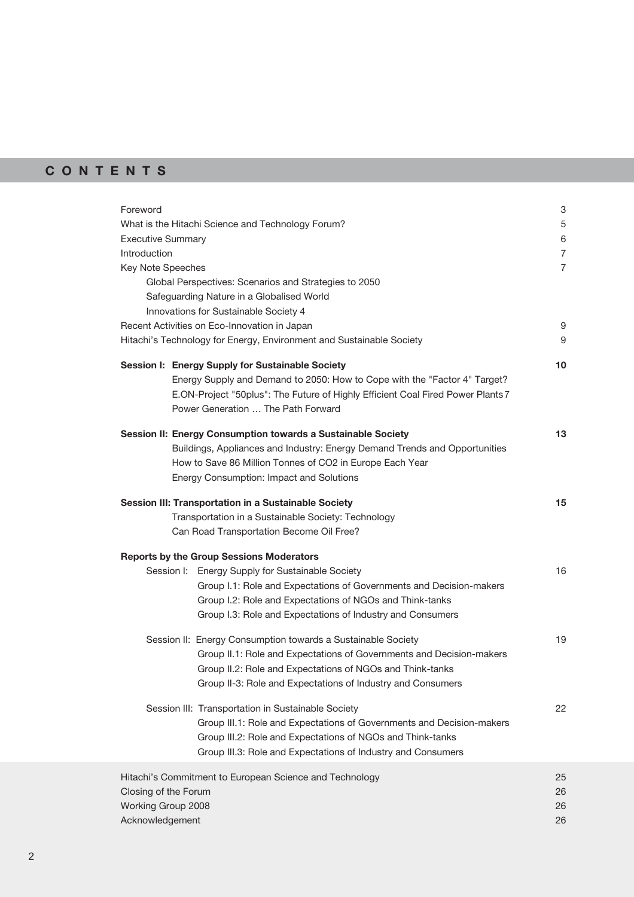# CONTENTS

| | |
|---|---|
| Foreword | 3 |
| What is the Hitachi Science and Technology Forum? | 5 |
| Executive Summary | 6 |
| Introduction | 7 |
| Key Note Speeches | 7 |
| Global Perspectives: Scenarios and Strategies to 2050 | |
| Safeguarding Nature in a Globalised World | |
| Innovations for Sustainable Society 4 | |
| Recent Activities on Eco-Innovation in Japan | 9 |
| Hitachi's Technology for Energy, Environment and Sustainable Society | 9 |
| **Session I: Energy Supply for Sustainable Society** | **10** |
| Energy Supply and Demand to 2050: How to Cope with the "Factor 4" Target? | |
| E.ON-Project "50plus": The Future of Highly Efficient Coal Fired Power Plants7 | |
| Power Generation … The Path Forward | |
| **Session II: Energy Consumption towards a Sustainable Society** | **13** |
| Buildings, Appliances and Industry: Energy Demand Trends and Opportunities | |
| How to Save 86 Million Tonnes of CO2 in Europe Each Year | |
| Energy Consumption: Impact and Solutions | |
| **Session III: Transportation in a Sustainable Society** | **15** |
| Transportation in a Sustainable Society: Technology | |
| Can Road Transportation Become Oil Free? | |
| **Reports by the Group Sessions Moderators** | |
| Session I: Energy Supply for Sustainable Society | 16 |
| Group I.1: Role and Expectations of Governments and Decision-makers | |
| Group I.2: Role and Expectations of NGOs and Think-tanks | |
| Group I.3: Role and Expectations of Industry and Consumers | |
| Session II: Energy Consumption towards a Sustainable Society | 19 |
| Group II.1: Role and Expectations of Governments and Decision-makers | |
| Group II.2: Role and Expectations of NGOs and Think-tanks | |
| Group II-3: Role and Expectations of Industry and Consumers | |
| Session III: Transportation in Sustainable Society | 22 |
| Group III.1: Role and Expectations of Governments and Decision-makers | |
| Group III.2: Role and Expectations of NGOs and Think-tanks | |
| Group III.3: Role and Expectations of Industry and Consumers | |
| Hitachi's Commitment to European Science and Technology | 25 |
| Closing of the Forum | 26 |
| Working Group 2008 | 26 |
| Acknowledgement | 26 |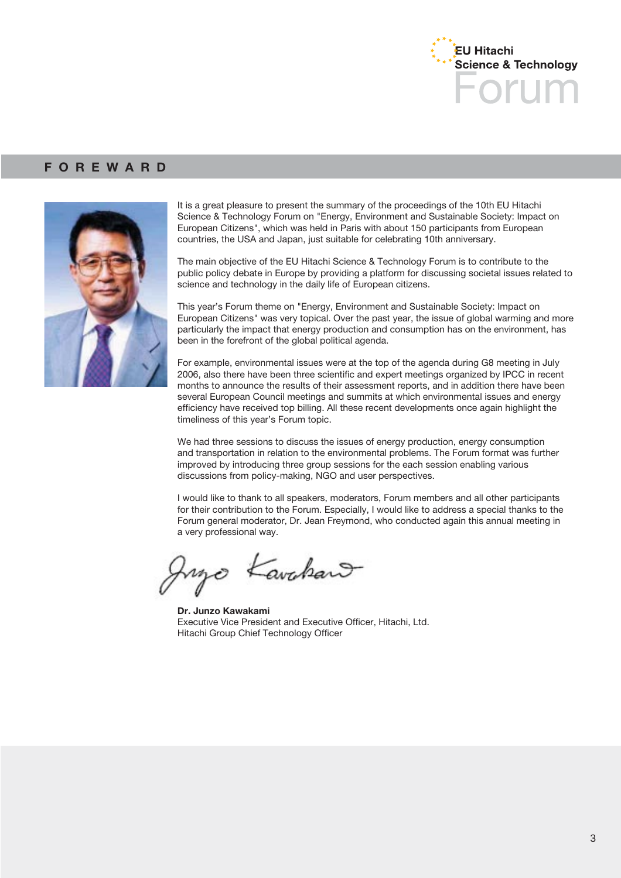# FOREWARD

It is a great pleasure to present the summary of the proceedings of the 10th EU Hitachi Science & Technology Forum on "Energy, Environment and Sustainable Society: Impact on European Citizens", which was held in Paris with about 150 participants from European countries, the USA and Japan, just suitable for celebrating 10th anniversary.

The main objective of the EU Hitachi Science & Technology Forum is to contribute to the public policy debate in Europe by providing a platform for discussing societal issues related to science and technology in the daily life of European citizens.

This year's Forum theme on "Energy, Environment and Sustainable Society: Impact on European Citizens" was very topical. Over the past year, the issue of global warming and more particularly the impact that energy production and consumption has on the environment, has been in the forefront of the global political agenda.

For example, environmental issues were at the top of the agenda during G8 meeting in July 2006, also there have been three scientific and expert meetings organized by IPCC in recent months to announce the results of their assessment reports, and in addition there have been several European Council meetings and summits at which environmental issues and energy efficiency have received top billing. All these recent developments once again highlight the timeliness of this year's Forum topic.

We had three sessions to discuss the issues of energy production, energy consumption and transportation in relation to the environmental problems. The Forum format was further improved by introducing three group sessions for the each session enabling various discussions from policy-making, NGO and user perspectives.

I would like to thank to all speakers, moderators, Forum members and all other participants for their contribution to the Forum. Especially, I would like to address a special thanks to the Forum general moderator, Dr. Jean Freymond, who conducted again this annual meeting in a very professional way.

**Dr. Junzo Kawakami**
Executive Vice President and Executive Officer, Hitachi, Ltd.
Hitachi Group Chief Technology Officer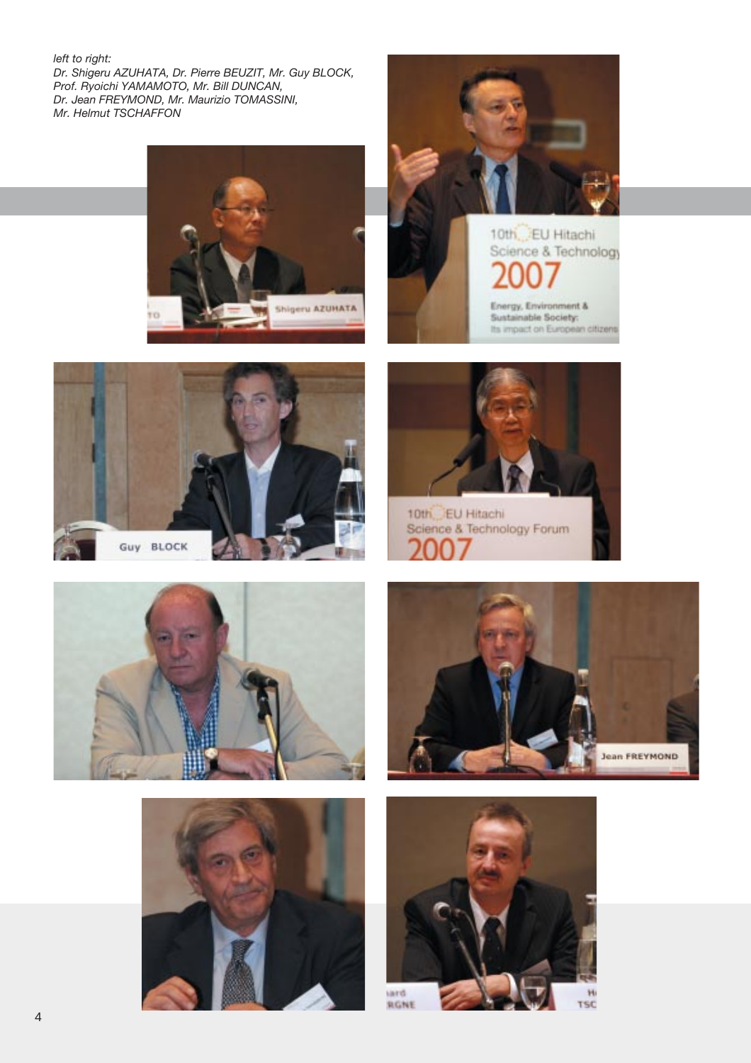*left to right:*
*Dr. Shigeru AZUHATA, Dr. Pierre BEUZIT, Mr. Guy BLOCK,*
*Prof. Ryoichi YAMAMOTO, Mr. Bill DUNCAN,*
*Dr. Jean FREYMOND, Mr. Maurizio TOMASSINI,*
*Mr. Helmut TSCHAFFON*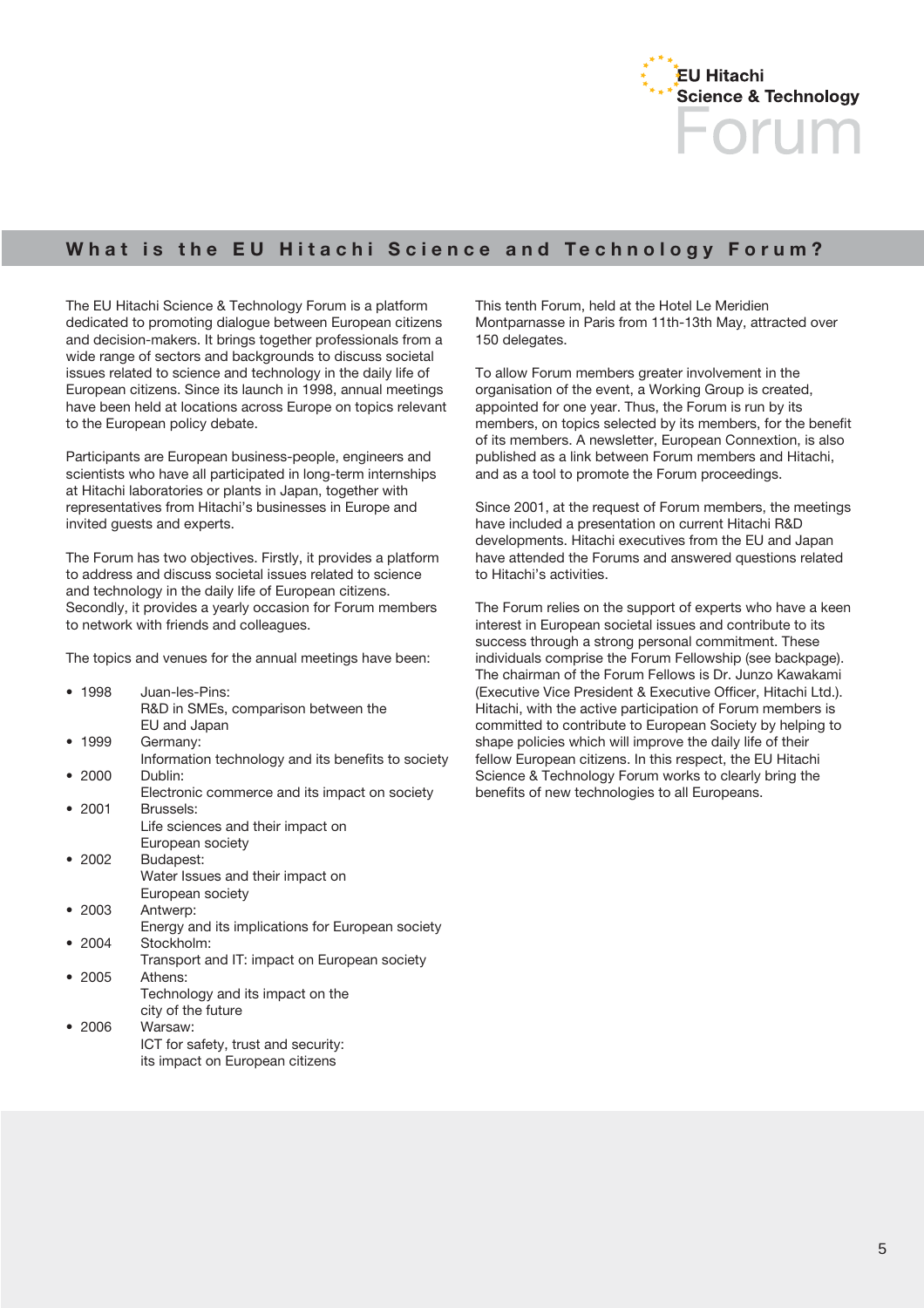EU Hitachi
Science & Technology
Forum

## What is the EU Hitachi Science and Technology Forum?

The EU Hitachi Science & Technology Forum is a platform dedicated to promoting dialogue between European citizens and decision-makers. It brings together professionals from a wide range of sectors and backgrounds to discuss societal issues related to science and technology in the daily life of European citizens. Since its launch in 1998, annual meetings have been held at locations across Europe on topics relevant to the European policy debate.

Participants are European business-people, engineers and scientists who have all participated in long-term internships at Hitachi laboratories or plants in Japan, together with representatives from Hitachi's businesses in Europe and invited guests and experts.

The Forum has two objectives. Firstly, it provides a platform to address and discuss societal issues related to science and technology in the daily life of European citizens. Secondly, it provides a yearly occasion for Forum members to network with friends and colleagues.

The topics and venues for the annual meetings have been:

- 1998 Juan-les-Pins: R&D in SMEs, comparison between the EU and Japan
- 1999 Germany: Information technology and its benefits to society
- 2000 Dublin: Electronic commerce and its impact on society
- 2001 Brussels: Life sciences and their impact on European society
- 2002 Budapest: Water Issues and their impact on European society
- 2003 Antwerp: Energy and its implications for European society
- 2004 Stockholm: Transport and IT: impact on European society
- 2005 Athens: Technology and its impact on the city of the future
- 2006 Warsaw: ICT for safety, trust and security: its impact on European citizens

This tenth Forum, held at the Hotel Le Meridien Montparnasse in Paris from 11th-13th May, attracted over 150 delegates.

To allow Forum members greater involvement in the organisation of the event, a Working Group is created, appointed for one year. Thus, the Forum is run by its members, on topics selected by its members, for the benefit of its members. A newsletter, European Connextion, is also published as a link between Forum members and Hitachi, and as a tool to promote the Forum proceedings.

Since 2001, at the request of Forum members, the meetings have included a presentation on current Hitachi R&D developments. Hitachi executives from the EU and Japan have attended the Forums and answered questions related to Hitachi's activities.

The Forum relies on the support of experts who have a keen interest in European societal issues and contribute to its success through a strong personal commitment. These individuals comprise the Forum Fellowship (see backpage). The chairman of the Forum Fellows is Dr. Junzo Kawakami (Executive Vice President & Executive Officer, Hitachi Ltd.). Hitachi, with the active participation of Forum members is committed to contribute to European Society by helping to shape policies which will improve the daily life of their fellow European citizens. In this respect, the EU Hitachi Science & Technology Forum works to clearly bring the benefits of new technologies to all Europeans.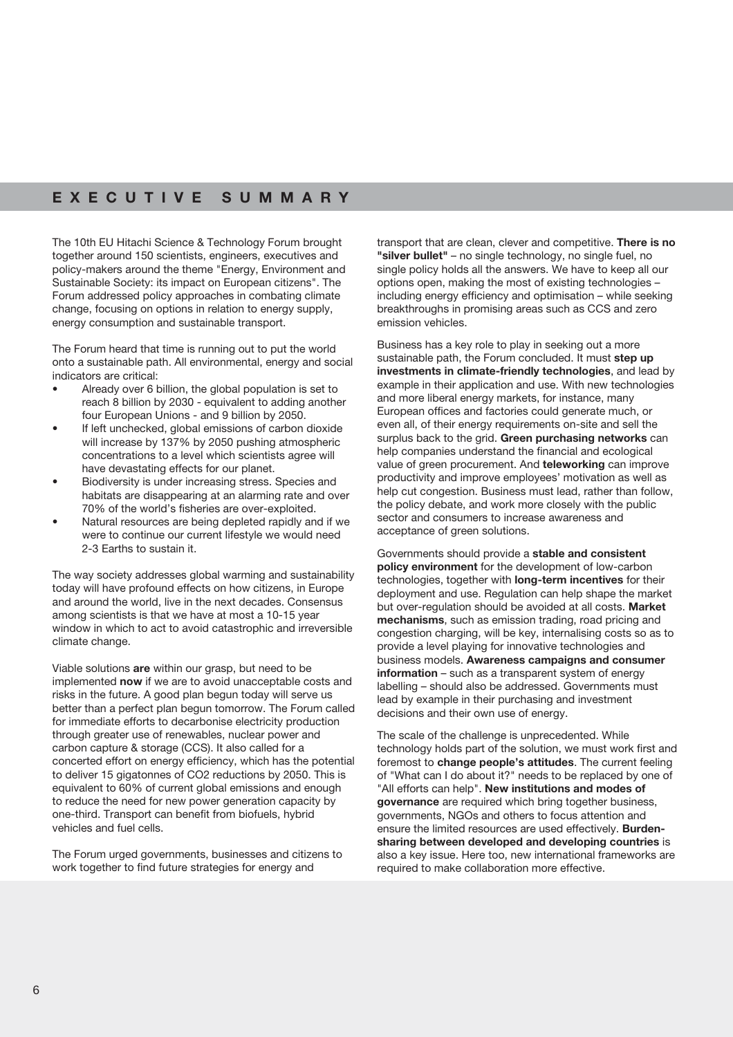## EXECUTIVE SUMMARY

The 10th EU Hitachi Science & Technology Forum brought together around 150 scientists, engineers, executives and policy-makers around the theme "Energy, Environment and Sustainable Society: its impact on European citizens". The Forum addressed policy approaches in combating climate change, focusing on options in relation to energy supply, energy consumption and sustainable transport.

The Forum heard that time is running out to put the world onto a sustainable path. All environmental, energy and social indicators are critical:

- Already over 6 billion, the global population is set to reach 8 billion by 2030 - equivalent to adding another four European Unions - and 9 billion by 2050.
- If left unchecked, global emissions of carbon dioxide will increase by 137% by 2050 pushing atmospheric concentrations to a level which scientists agree will have devastating effects for our planet.
- Biodiversity is under increasing stress. Species and habitats are disappearing at an alarming rate and over 70% of the world's fisheries are over-exploited.
- Natural resources are being depleted rapidly and if we were to continue our current lifestyle we would need 2-3 Earths to sustain it.

The way society addresses global warming and sustainability today will have profound effects on how citizens, in Europe and around the world, live in the next decades. Consensus among scientists is that we have at most a 10-15 year window in which to act to avoid catastrophic and irreversible climate change.

Viable solutions **are** within our grasp, but need to be implemented **now** if we are to avoid unacceptable costs and risks in the future. A good plan begun today will serve us better than a perfect plan begun tomorrow. The Forum called for immediate efforts to decarbonise electricity production through greater use of renewables, nuclear power and carbon capture & storage (CCS). It also called for a concerted effort on energy efficiency, which has the potential to deliver 15 gigatonnes of $CO_2$ reductions by 2050. This is equivalent to 60% of current global emissions and enough to reduce the need for new power generation capacity by one-third. Transport can benefit from biofuels, hybrid vehicles and fuel cells.

The Forum urged governments, businesses and citizens to work together to find future strategies for energy and transport that are clean, clever and competitive. **There is no "silver bullet"** – no single technology, no single fuel, no single policy holds all the answers. We have to keep all our options open, making the most of existing technologies – including energy efficiency and optimisation – while seeking breakthroughs in promising areas such as CCS and zero emission vehicles.

Business has a key role to play in seeking out a more sustainable path, the Forum concluded. It must **step up investments in climate-friendly technologies**, and lead by example in their application and use. With new technologies and more liberal energy markets, for instance, many European offices and factories could generate much, or even all, of their energy requirements on-site and sell the surplus back to the grid. **Green purchasing networks** can help companies understand the financial and ecological value of green procurement. And **teleworking** can improve productivity and improve employees' motivation as well as help cut congestion. Business must lead, rather than follow, the policy debate, and work more closely with the public sector and consumers to increase awareness and acceptance of green solutions.

Governments should provide a **stable and consistent policy environment** for the development of low-carbon technologies, together with **long-term incentives** for their deployment and use. Regulation can help shape the market but over-regulation should be avoided at all costs. **Market mechanisms**, such as emission trading, road pricing and congestion charging, will be key, internalising costs so as to provide a level playing for innovative technologies and business models. **Awareness campaigns and consumer information** – such as a transparent system of energy labelling – should also be addressed. Governments must lead by example in their purchasing and investment decisions and their own use of energy.

The scale of the challenge is unprecedented. While technology holds part of the solution, we must work first and foremost to **change people's attitudes**. The current feeling of "What can I do about it?" needs to be replaced by one of "All efforts can help". **New institutions and modes of governance** are required which bring together business, governments, NGOs and others to focus attention and ensure the limited resources are used effectively. **Burden-sharing between developed and developing countries** is also a key issue. Here too, new international frameworks are required to make collaboration more effective.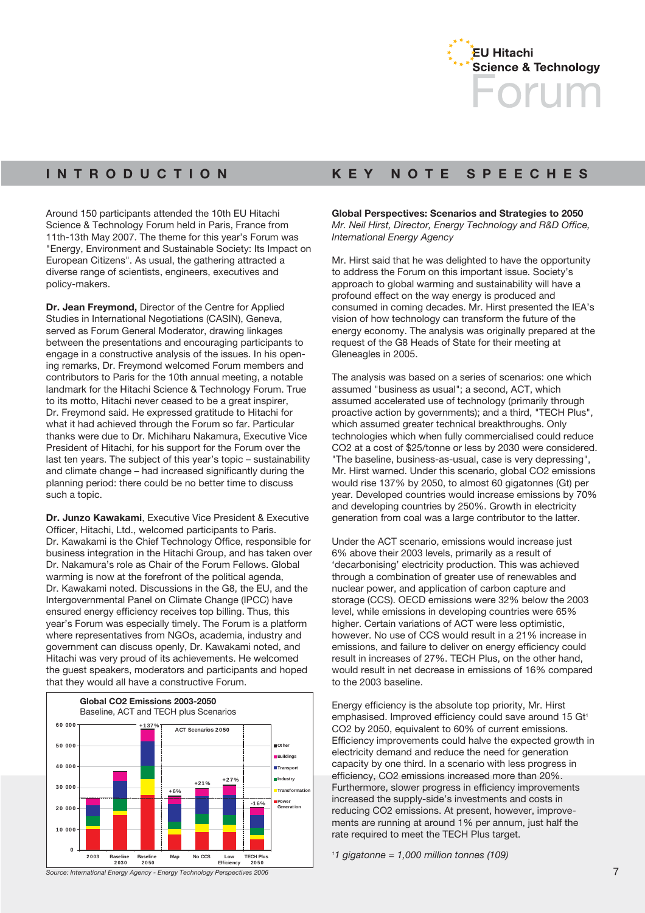EU Hitachi Science & Technology Forum

## INTRODUCTION

Around 150 participants attended the 10th EU Hitachi Science & Technology Forum held in Paris, France from 11th-13th May 2007. The theme for this year's Forum was "Energy, Environment and Sustainable Society: Its Impact on European Citizens". As usual, the gathering attracted a diverse range of scientists, engineers, executives and policy-makers.

**Dr. Jean Freymond,** Director of the Centre for Applied Studies in International Negotiations (CASIN), Geneva, served as Forum General Moderator, drawing linkages between the presentations and encouraging participants to engage in a constructive analysis of the issues. In his opening remarks, Dr. Freymond welcomed Forum members and contributors to Paris for the 10th annual meeting, a notable landmark for the Hitachi Science & Technology Forum. True to its motto, Hitachi never ceased to be a great inspirer, Dr. Freymond said. He expressed gratitude to Hitachi for what it had achieved through the Forum so far. Particular thanks were due to Dr. Michiharu Nakamura, Executive Vice President of Hitachi, for his support for the Forum over the last ten years. The subject of this year's topic – sustainability and climate change – had increased significantly during the planning period: there could be no better time to discuss such a topic.

**Dr. Junzo Kawakami**, Executive Vice President & Executive Officer, Hitachi, Ltd., welcomed participants to Paris. Dr. Kawakami is the Chief Technology Office, responsible for business integration in the Hitachi Group, and has taken over Dr. Nakamura's role as Chair of the Forum Fellows. Global warming is now at the forefront of the political agenda, Dr. Kawakami noted. Discussions in the G8, the EU, and the Intergovernmental Panel on Climate Change (IPCC) have ensured energy efficiency receives top billing. Thus, this year's Forum was especially timely. The Forum is a platform where representatives from NGOs, academia, industry and government can discuss openly, Dr. Kawakami noted, and Hitachi was very proud of its achievements. He welcomed the guest speakers, moderators and participants and hoped that they would all have a constructive Forum.

**Global CO2 Emissions 2003-2050**
Baseline, ACT and TECH plus Scenarios

60 000
50 000
40 000
30 000
20 000
10 000
0

+137%
ACT Scenarios 2050
+6%
+21%
+27%
-16%

2003
Baseline 2030
Baseline 2050
Map
No CCS
Low Efficiency
TECH Plus 2050

Other
Buildings
Transport
Industry
Transformation
Power Generation

*Source: International Energy Agency - Energy Technology Perspectives 2006*

## KEY NOTE SPEECHES

**Global Perspectives: Scenarios and Strategies to 2050**
*Mr. Neil Hirst, Director, Energy Technology and R&D Office, International Energy Agency*

Mr. Hirst said that he was delighted to have the opportunity to address the Forum on this important issue. Society's approach to global warming and sustainability will have a profound effect on the way energy is produced and consumed in coming decades. Mr. Hirst presented the IEA's vision of how technology can transform the future of the energy economy. The analysis was originally prepared at the request of the G8 Heads of State for their meeting at Gleneagles in 2005.

The analysis was based on a series of scenarios: one which assumed "business as usual"; a second, ACT, which assumed accelerated use of technology (primarily through proactive action by governments); and a third, "TECH Plus", which assumed greater technical breakthroughs. Only technologies which when fully commercialised could reduce CO2 at a cost of $25/tonne or less by 2030 were considered. "The baseline, business-as-usual, case is very depressing", Mr. Hirst warned. Under this scenario, global CO2 emissions would rise 137% by 2050, to almost 60 gigatonnes (Gt) per year. Developed countries would increase emissions by 70% and developing countries by 250%. Growth in electricity generation from coal was a large contributor to the latter.

Under the ACT scenario, emissions would increase just 6% above their 2003 levels, primarily as a result of 'decarbonising' electricity production. This was achieved through a combination of greater use of renewables and nuclear power, and application of carbon capture and storage (CCS). OECD emissions were 32% below the 2003 level, while emissions in developing countries were 65% higher. Certain variations of ACT were less optimistic, however. No use of CCS would result in a 21% increase in emissions, and failure to deliver on energy efficiency could result in increases of 27%. TECH Plus, on the other hand, would result in net decrease in emissions of 16% compared to the 2003 baseline.

Energy efficiency is the absolute top priority, Mr. Hirst emphasised. Improved efficiency could save around 15 Gt[1] CO2 by 2050, equivalent to 60% of current emissions. Efficiency improvements could halve the expected growth in electricity demand and reduce the need for generation capacity by one third. In a scenario with less progress in efficiency, CO2 emissions increased more than 20%. Furthermore, slower progress in efficiency improvements increased the supply-side's investments and costs in reducing CO2 emissions. At present, however, improvements are running at around 1% per annum, just half the rate required to meet the TECH Plus target.

*[1] 1 gigatonne = 1,000 million tonnes (109)*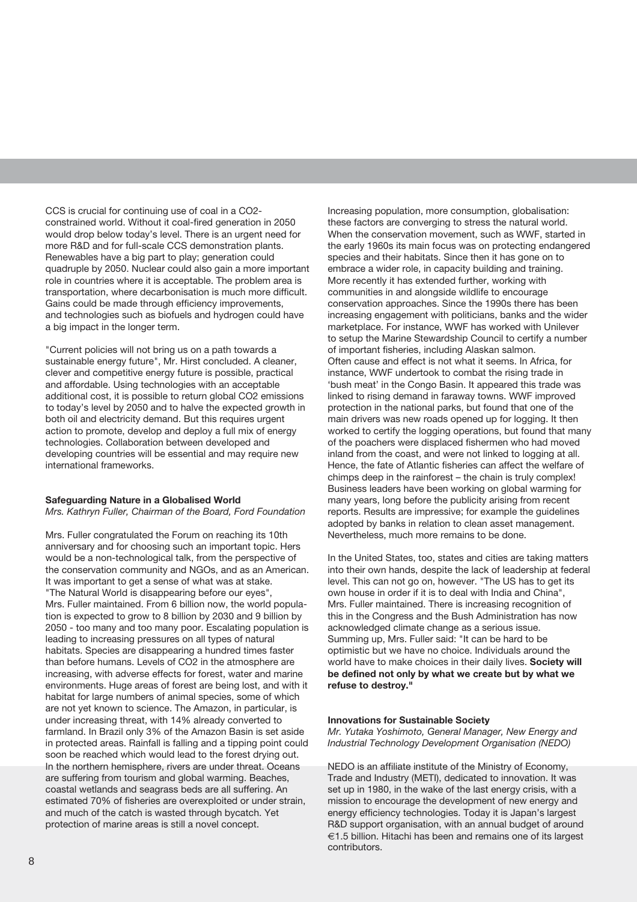CCS is crucial for continuing use of coal in a CO2-constrained world. Without it coal-fired generation in 2050 would drop below today's level. There is an urgent need for more R&D and for full-scale CCS demonstration plants. Renewables have a big part to play; generation could quadruple by 2050. Nuclear could also gain a more important role in countries where it is acceptable. The problem area is transportation, where decarbonisation is much more difficult. Gains could be made through efficiency improvements, and technologies such as biofuels and hydrogen could have a big impact in the longer term.

"Current policies will not bring us on a path towards a sustainable energy future", Mr. Hirst concluded. A cleaner, clever and competitive energy future is possible, practical and affordable. Using technologies with an acceptable additional cost, it is possible to return global CO2 emissions to today's level by 2050 and to halve the expected growth in both oil and electricity demand. But this requires urgent action to promote, develop and deploy a full mix of energy technologies. Collaboration between developed and developing countries will be essential and may require new international frameworks.

**Safeguarding Nature in a Globalised World**
*Mrs. Kathryn Fuller, Chairman of the Board, Ford Foundation*

Mrs. Fuller congratulated the Forum on reaching its 10th anniversary and for choosing such an important topic. Hers would be a non-technological talk, from the perspective of the conservation community and NGOs, and as an American. It was important to get a sense of what was at stake. "The Natural World is disappearing before our eyes", Mrs. Fuller maintained. From 6 billion now, the world population is expected to grow to 8 billion by 2030 and 9 billion by 2050 - too many and too many poor. Escalating population is leading to increasing pressures on all types of natural habitats. Species are disappearing a hundred times faster than before humans. Levels of CO2 in the atmosphere are increasing, with adverse effects for forest, water and marine environments. Huge areas of forest are being lost, and with it habitat for large numbers of animal species, some of which are not yet known to science. The Amazon, in particular, is under increasing threat, with 14% already converted to farmland. In Brazil only 3% of the Amazon Basin is set aside in protected areas. Rainfall is falling and a tipping point could soon be reached which would lead to the forest drying out. In the northern hemisphere, rivers are under threat. Oceans are suffering from tourism and global warming. Beaches, coastal wetlands and seagrass beds are all suffering. An estimated 70% of fisheries are overexploited or under strain, and much of the catch is wasted through bycatch. Yet protection of marine areas is still a novel concept.

Increasing population, more consumption, globalisation: these factors are converging to stress the natural world. When the conservation movement, such as WWF, started in the early 1960s its main focus was on protecting endangered species and their habitats. Since then it has gone on to embrace a wider role, in capacity building and training. More recently it has extended further, working with communities in and alongside wildlife to encourage conservation approaches. Since the 1990s there has been increasing engagement with politicians, banks and the wider marketplace. For instance, WWF has worked with Unilever to setup the Marine Stewardship Council to certify a number of important fisheries, including Alaskan salmon.
Often cause and effect is not what it seems. In Africa, for instance, WWF undertook to combat the rising trade in 'bush meat' in the Congo Basin. It appeared this trade was linked to rising demand in faraway towns. WWF improved protection in the national parks, but found that one of the main drivers was new roads opened up for logging. It then worked to certify the logging operations, but found that many of the poachers were displaced fishermen who had moved inland from the coast, and were not linked to logging at all. Hence, the fate of Atlantic fisheries can affect the welfare of chimps deep in the rainforest – the chain is truly complex!
Business leaders have been working on global warming for many years, long before the publicity arising from recent reports. Results are impressive; for example the guidelines adopted by banks in relation to clean asset management. Nevertheless, much more remains to be done.

In the United States, too, states and cities are taking matters into their own hands, despite the lack of leadership at federal level. This can not go on, however. "The US has to get its own house in order if it is to deal with India and China", Mrs. Fuller maintained. There is increasing recognition of this in the Congress and the Bush Administration has now acknowledged climate change as a serious issue. Summing up, Mrs. Fuller said: "It can be hard to be optimistic but we have no choice. Individuals around the world have to make choices in their daily lives. **Society will be defined not only by what we create but by what we refuse to destroy."**

**Innovations for Sustainable Society**
*Mr. Yutaka Yoshimoto, General Manager, New Energy and Industrial Technology Development Organisation (NEDO)*

NEDO is an affiliate institute of the Ministry of Economy, Trade and Industry (METI), dedicated to innovation. It was set up in 1980, in the wake of the last energy crisis, with a mission to encourage the development of new energy and energy efficiency technologies. Today it is Japan's largest R&D support organisation, with an annual budget of around €1.5 billion. Hitachi has been and remains one of its largest contributors.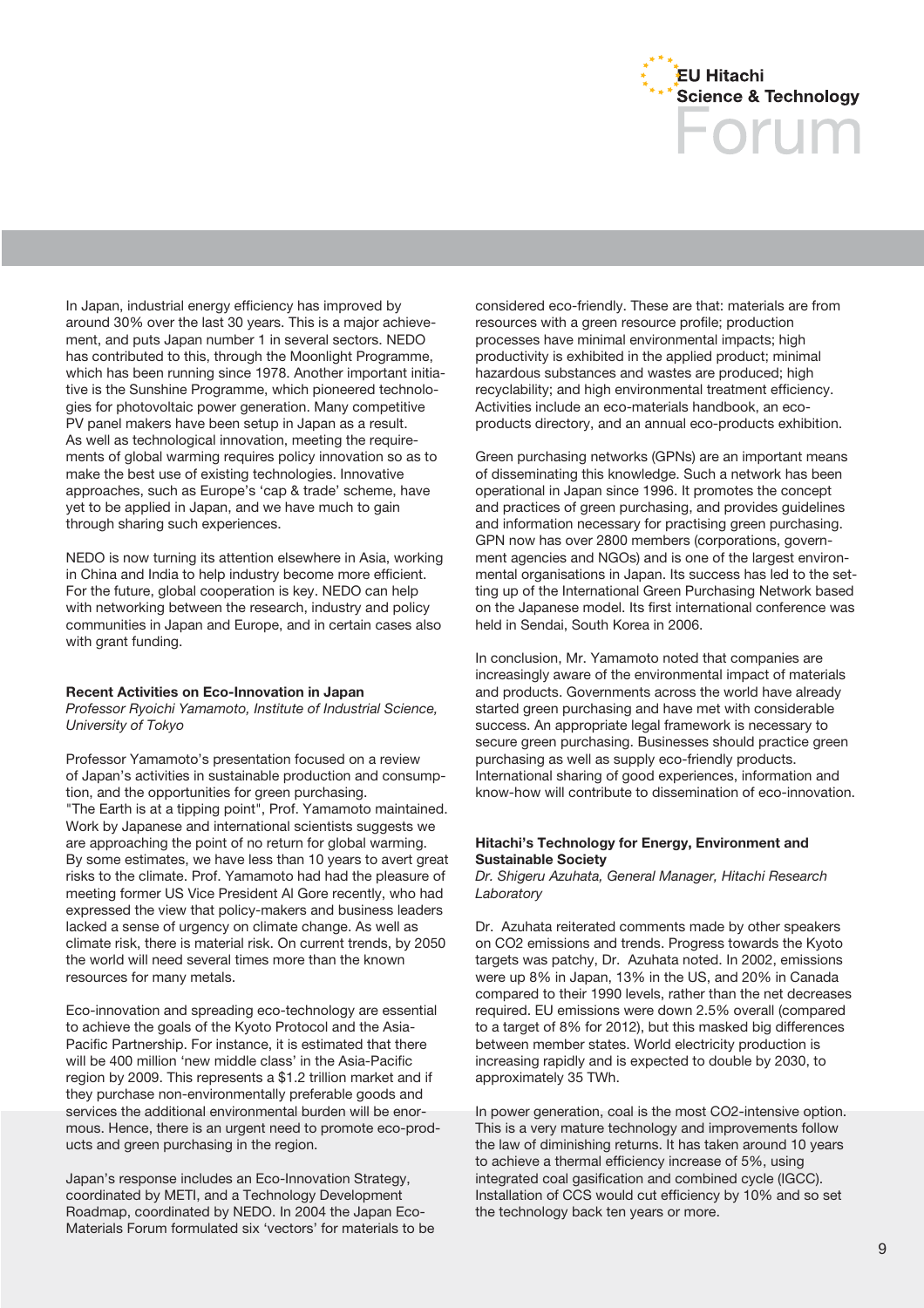In Japan, industrial energy efficiency has improved by around 30% over the last 30 years. This is a major achievement, and puts Japan number 1 in several sectors. NEDO has contributed to this, through the Moonlight Programme, which has been running since 1978. Another important initiative is the Sunshine Programme, which pioneered technologies for photovoltaic power generation. Many competitive PV panel makers have been setup in Japan as a result. As well as technological innovation, meeting the requirements of global warming requires policy innovation so as to make the best use of existing technologies. Innovative approaches, such as Europe's 'cap & trade' scheme, have yet to be applied in Japan, and we have much to gain through sharing such experiences.

NEDO is now turning its attention elsewhere in Asia, working in China and India to help industry become more efficient. For the future, global cooperation is key. NEDO can help with networking between the research, industry and policy communities in Japan and Europe, and in certain cases also with grant funding.

### Recent Activities on Eco-Innovation in Japan

*Professor Ryoichi Yamamoto, Institute of Industrial Science, University of Tokyo*

Professor Yamamoto's presentation focused on a review of Japan's activities in sustainable production and consumption, and the opportunities for green purchasing. "The Earth is at a tipping point", Prof. Yamamoto maintained. Work by Japanese and international scientists suggests we are approaching the point of no return for global warming. By some estimates, we have less than 10 years to avert great risks to the climate. Prof. Yamamoto had had the pleasure of meeting former US Vice President Al Gore recently, who had expressed the view that policy-makers and business leaders lacked a sense of urgency on climate change. As well as climate risk, there is material risk. On current trends, by 2050 the world will need several times more than the known resources for many metals.

Eco-innovation and spreading eco-technology are essential to achieve the goals of the Kyoto Protocol and the Asia-Pacific Partnership. For instance, it is estimated that there will be 400 million 'new middle class' in the Asia-Pacific region by 2009. This represents a $1.2 trillion market and if they purchase non-environmentally preferable goods and services the additional environmental burden will be enormous. Hence, there is an urgent need to promote eco-products and green purchasing in the region.

Japan's response includes an Eco-Innovation Strategy, coordinated by METI, and a Technology Development Roadmap, coordinated by NEDO. In 2004 the Japan Eco-Materials Forum formulated six 'vectors' for materials to be considered eco-friendly. These are that: materials are from resources with a green resource profile; production processes have minimal environmental impacts; high productivity is exhibited in the applied product; minimal hazardous substances and wastes are produced; high recyclability; and high environmental treatment efficiency. Activities include an eco-materials handbook, an eco-products directory, and an annual eco-products exhibition.

Green purchasing networks (GPNs) are an important means of disseminating this knowledge. Such a network has been operational in Japan since 1996. It promotes the concept and practices of green purchasing, and provides guidelines and information necessary for practising green purchasing. GPN now has over 2800 members (corporations, government agencies and NGOs) and is one of the largest environmental organisations in Japan. Its success has led to the setting up of the International Green Purchasing Network based on the Japanese model. Its first international conference was held in Sendai, South Korea in 2006.

In conclusion, Mr. Yamamoto noted that companies are increasingly aware of the environmental impact of materials and products. Governments across the world have already started green purchasing and have met with considerable success. An appropriate legal framework is necessary to secure green purchasing. Businesses should practice green purchasing as well as supply eco-friendly products. International sharing of good experiences, information and know-how will contribute to dissemination of eco-innovation.

### Hitachi's Technology for Energy, Environment and Sustainable Society

*Dr. Shigeru Azuhata, General Manager, Hitachi Research Laboratory*

Dr. Azuhata reiterated comments made by other speakers on $CO_2$ emissions and trends. Progress towards the Kyoto targets was patchy, Dr. Azuhata noted. In 2002, emissions were up 8% in Japan, 13% in the US, and 20% in Canada compared to their 1990 levels, rather than the net decreases required. EU emissions were down 2.5% overall (compared to a target of 8% for 2012), but this masked big differences between member states. World electricity production is increasing rapidly and is expected to double by 2030, to approximately 35 TWh.

In power generation, coal is the most $CO_2$-intensive option. This is a very mature technology and improvements follow the law of diminishing returns. It has taken around 10 years to achieve a thermal efficiency increase of 5%, using integrated coal gasification and combined cycle (IGCC). Installation of CCS would cut efficiency by 10% and so set the technology back ten years or more.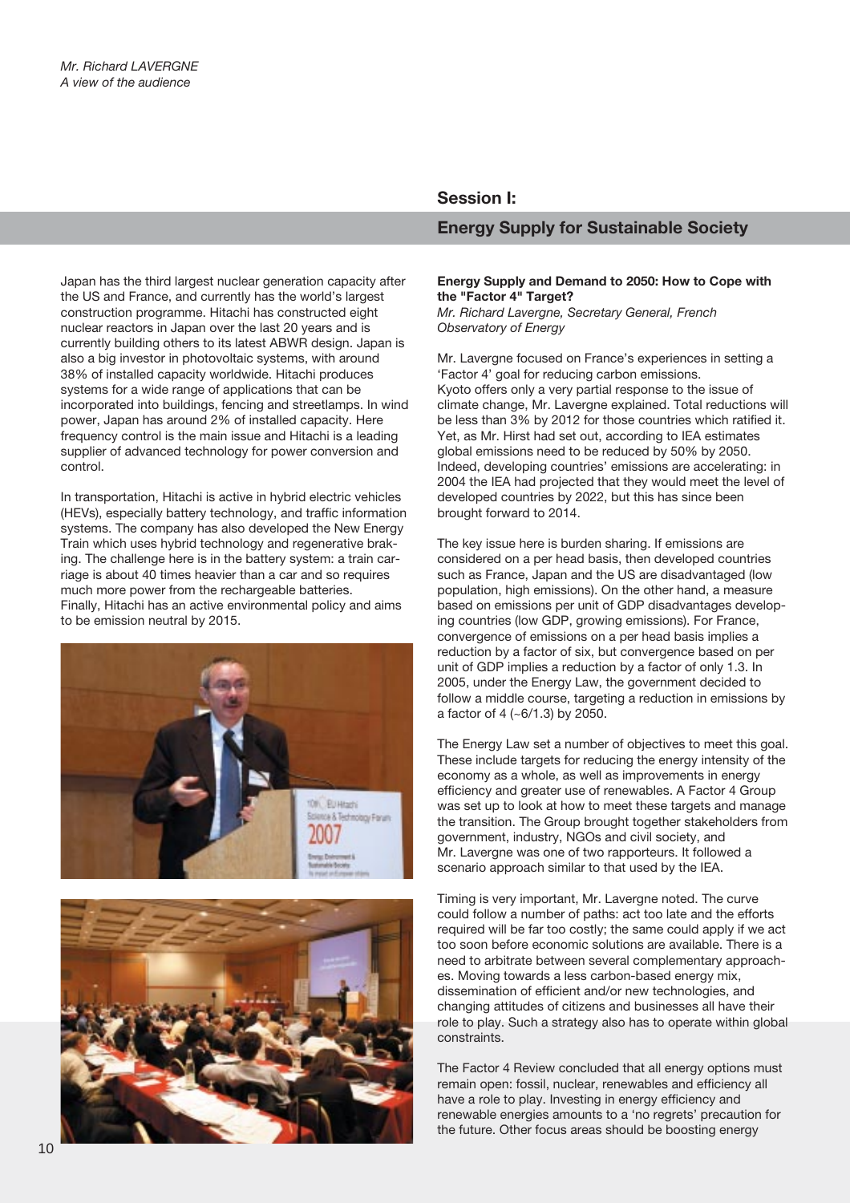*Mr. Richard LAVERGNE*
*A view of the audience*

Japan has the third largest nuclear generation capacity after the US and France, and currently has the world's largest construction programme. Hitachi has constructed eight nuclear reactors in Japan over the last 20 years and is currently building others to its latest ABWR design. Japan is also a big investor in photovoltaic systems, with around 38% of installed capacity worldwide. Hitachi produces systems for a wide range of applications that can be incorporated into buildings, fencing and streetlamps. In wind power, Japan has around 2% of installed capacity. Here frequency control is the main issue and Hitachi is a leading supplier of advanced technology for power conversion and control.

In transportation, Hitachi is active in hybrid electric vehicles (HEVs), especially battery technology, and traffic information systems. The company has also developed the New Energy Train which uses hybrid technology and regenerative braking. The challenge here is in the battery system: a train carriage is about 40 times heavier than a car and so requires much more power from the rechargeable batteries. Finally, Hitachi has an active environmental policy and aims to be emission neutral by 2015.

## Session I:

## Energy Supply for Sustainable Society

**Energy Supply and Demand to 2050: How to Cope with the "Factor 4" Target?**
*Mr. Richard Lavergne, Secretary General, French Observatory of Energy*

Mr. Lavergne focused on France's experiences in setting a 'Factor 4' goal for reducing carbon emissions. Kyoto offers only a very partial response to the issue of climate change, Mr. Lavergne explained. Total reductions will be less than 3% by 2012 for those countries which ratified it. Yet, as Mr. Hirst had set out, according to IEA estimates global emissions need to be reduced by 50% by 2050. Indeed, developing countries' emissions are accelerating: in 2004 the IEA had projected that they would meet the level of developed countries by 2022, but this has since been brought forward to 2014.

The key issue here is burden sharing. If emissions are considered on a per head basis, then developed countries such as France, Japan and the US are disadvantaged (low population, high emissions). On the other hand, a measure based on emissions per unit of GDP disadvantages developing countries (low GDP, growing emissions). For France, convergence of emissions on a per head basis implies a reduction by a factor of six, but convergence based on per unit of GDP implies a reduction by a factor of only 1.3. In 2005, under the Energy Law, the government decided to follow a middle course, targeting a reduction in emissions by a factor of 4 (~6/1.3) by 2050.

The Energy Law set a number of objectives to meet this goal. These include targets for reducing the energy intensity of the economy as a whole, as well as improvements in energy efficiency and greater use of renewables. A Factor 4 Group was set up to look at how to meet these targets and manage the transition. The Group brought together stakeholders from government, industry, NGOs and civil society, and Mr. Lavergne was one of two rapporteurs. It followed a scenario approach similar to that used by the IEA.

Timing is very important, Mr. Lavergne noted. The curve could follow a number of paths: act too late and the efforts required will be far too costly; the same could apply if we act too soon before economic solutions are available. There is a need to arbitrate between several complementary approaches. Moving towards a less carbon-based energy mix, dissemination of efficient and/or new technologies, and changing attitudes of citizens and businesses all have their role to play. Such a strategy also has to operate within global constraints.

The Factor 4 Review concluded that all energy options must remain open: fossil, nuclear, renewables and efficiency all have a role to play. Investing in energy efficiency and renewable energies amounts to a 'no regrets' precaution for the future. Other focus areas should be boosting energy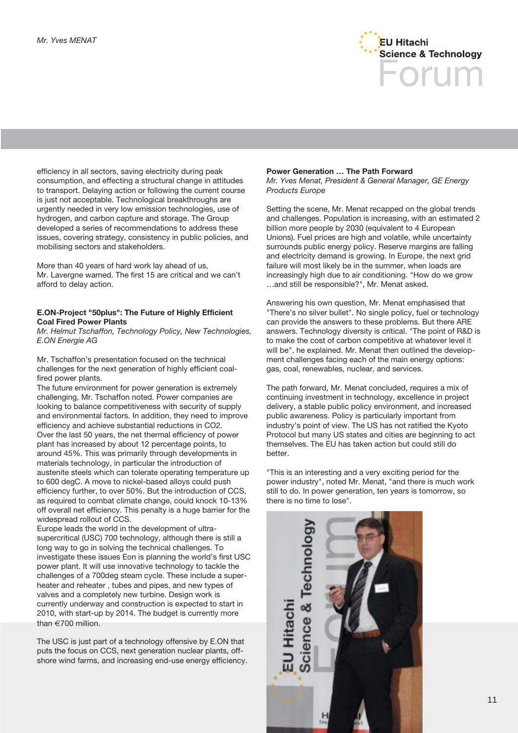efficiency in all sectors, saving electricity during peak consumption, and effecting a structural change in attitudes to transport. Delaying action or following the current course is just not acceptable. Technological breakthroughs are urgently needed in very low emission technologies, use of hydrogen, and carbon capture and storage. The Group developed a series of recommendations to address these issues, covering strategy, consistency in public policies, and mobilising sectors and stakeholders.

More than 40 years of hard work lay ahead of us, Mr. Lavergne warned. The first 15 are critical and we can't afford to delay action.

**E.ON-Project "50plus": The Future of Highly Efficient Coal Fired Power Plants**
*Mr. Helmut Tschaffon, Technology Policy, New Technologies, E.ON Energie AG*

Mr. Tschaffon's presentation focused on the technical challenges for the next generation of highly efficient coal-fired power plants.

The future environment for power generation is extremely challenging, Mr. Tschaffon noted. Power companies are looking to balance competitiveness with security of supply and environmental factors. In addition, they need to improve efficiency and achieve substantial reductions in CO2.

Over the last 50 years, the net thermal efficiency of power plant has increased by about 12 percentage points, to around 45%. This was primarily through developments in materials technology, in particular the introduction of austenite steels which can tolerate operating temperature up to 600 degC. A move to nickel-based alloys could push efficiency further, to over 50%. But the introduction of CCS, as required to combat climate change, could knock 10-13% off overall net efficiency. This penalty is a huge barrier for the widespread rollout of CCS.

Europe leads the world in the development of ultra-supercritical (USC) 700 technology, although there is still a long way to go in solving the technical challenges. To investigate these issues Eon is planning the world's first USC power plant. It will use innovative technology to tackle the challenges of a 700deg steam cycle. These include a super-heater and reheater , tubes and pipes, and new types of valves and a completely new turbine. Design work is currently underway and construction is expected to start in 2010, with start-up by 2014. The budget is currently more than €700 million.

The USC is just part of a technology offensive by E.ON that puts the focus on CCS, next generation nuclear plants, off-shore wind farms, and increasing end-use energy efficiency.

**Power Generation … The Path Forward**
*Mr. Yves Menat, President & General Manager, GE Energy Products Europe*

Setting the scene, Mr. Menat recapped on the global trends and challenges. Population is increasing, with an estimated 2 billion more people by 2030 (equivalent to 4 European Unions). Fuel prices are high and volatile, while uncertainty surrounds public energy policy. Reserve margins are falling and electricity demand is growing. In Europe, the next grid failure will most likely be in the summer, when loads are increasingly high due to air conditioning. "How do we grow …and still be responsible?", Mr. Menat asked.

Answering his own question, Mr. Menat emphasised that "There's no silver bullet". No single policy, fuel or technology can provide the answers to these problems. But there ARE answers. Technology diversity is critical. "The point of R&D is to make the cost of carbon competitive at whatever level it will be", he explained. Mr. Menat then outlined the development challenges facing each of the main energy options: gas, coal, renewables, nuclear, and services.

The path forward, Mr. Menat concluded, requires a mix of continuing investment in technology, excellence in project delivery, a stable public policy environment, and increased public awareness. Policy is particularly important from industry's point of view. The US has not ratified the Kyoto Protocol but many US states and cities are beginning to act themselves. The EU has taken action but could still do better.

"This is an interesting and a very exciting period for the power industry", noted Mr. Menat, "and there is much work still to do. In power generation, ten years is tomorrow, so there is no time to lose".

*Mr. Yves MENAT*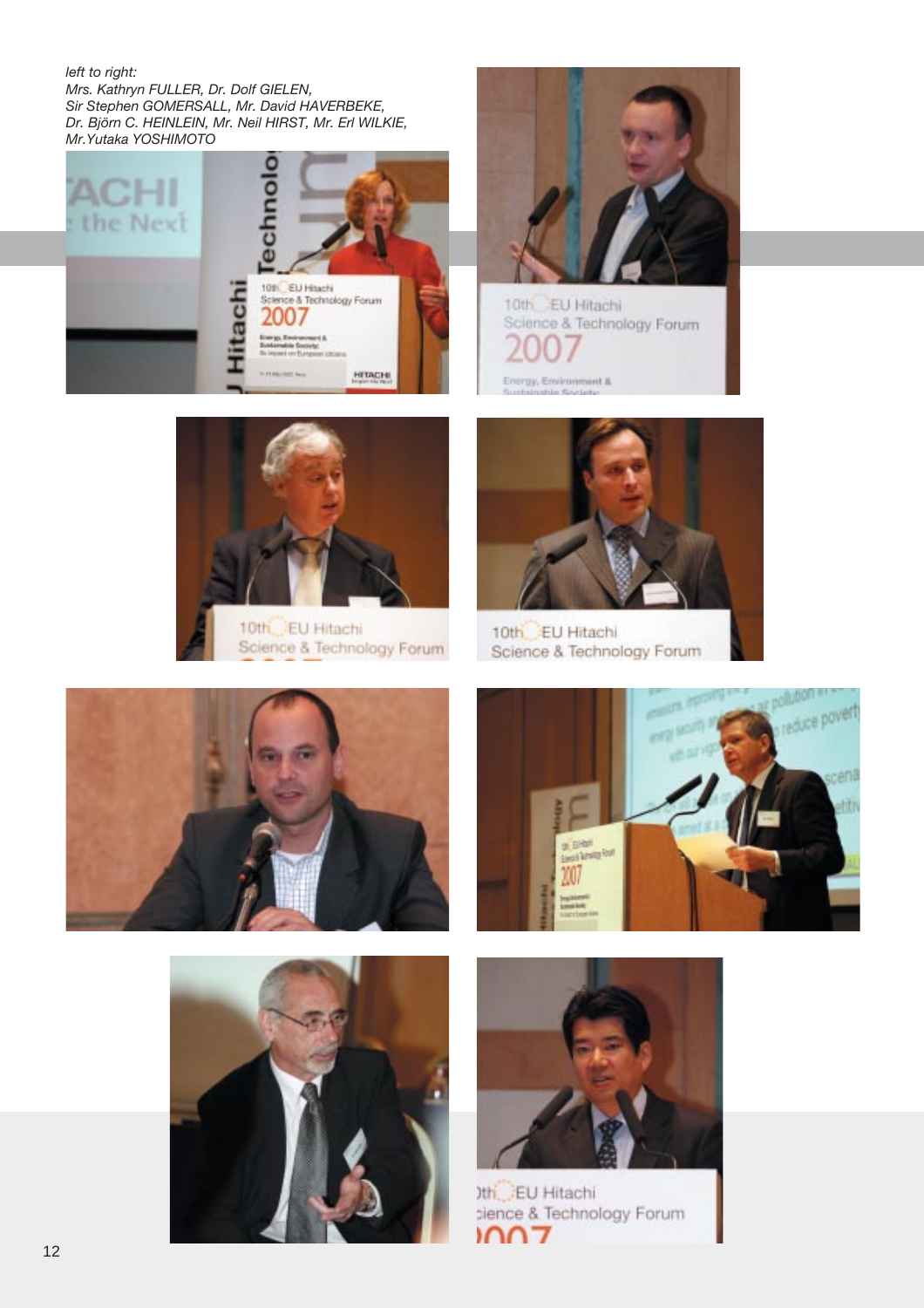*left to right:*
*Mrs. Kathryn FULLER, Dr. Dolf GIELEN,*
*Sir Stephen GOMERSALL, Mr. David HAVERBEKE,*
*Dr. Björn C. HEINLEIN, Mr. Neil HIRST, Mr. Erl WILKIE,*
*Mr.Yutaka YOSHIMOTO*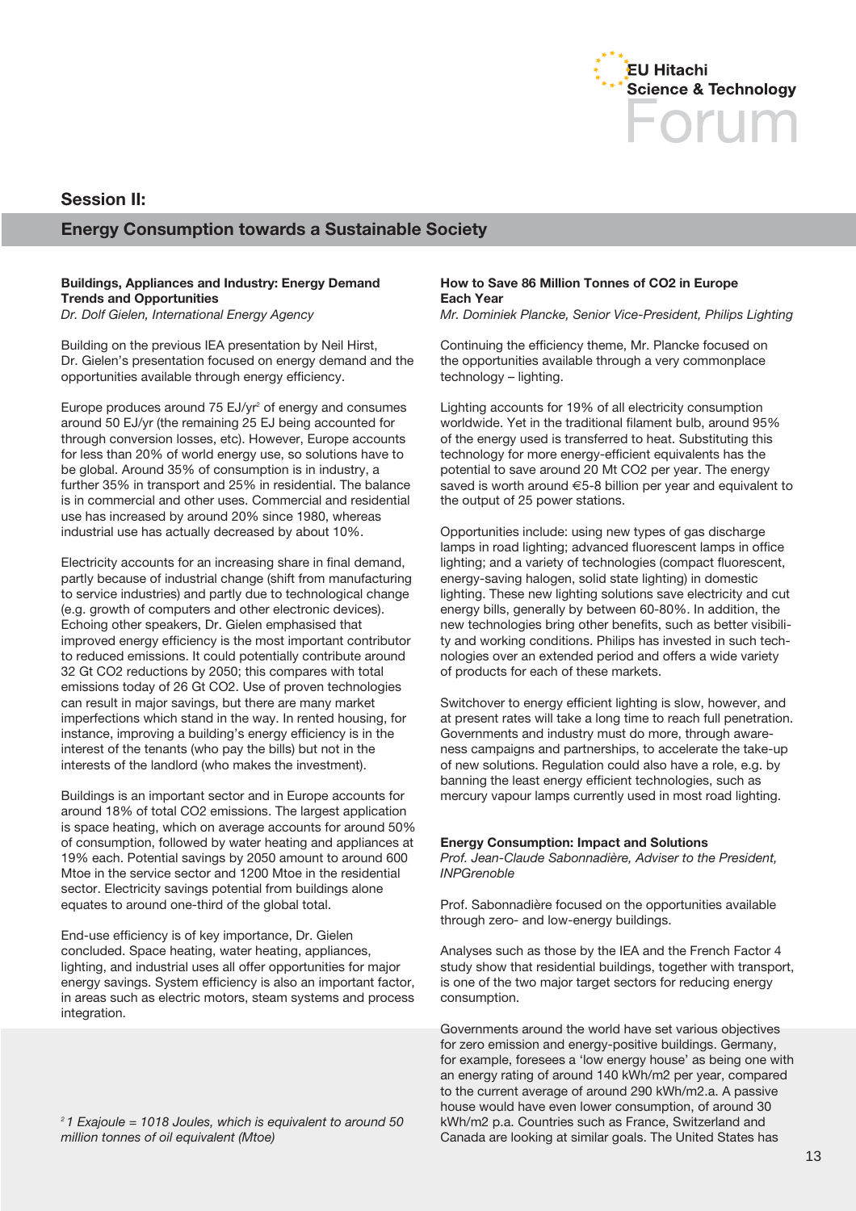## Session II:

## Energy Consumption towards a Sustainable Society

### Buildings, Appliances and Industry: Energy Demand Trends and Opportunities

*Dr. Dolf Gielen, International Energy Agency*

Building on the previous IEA presentation by Neil Hirst, Dr. Gielen's presentation focused on energy demand and the opportunities available through energy efficiency.

Europe produces around 75 EJ/yr[2] of energy and consumes around 50 EJ/yr (the remaining 25 EJ being accounted for through conversion losses, etc). However, Europe accounts for less than 20% of world energy use, so solutions have to be global. Around 35% of consumption is in industry, a further 35% in transport and 25% in residential. The balance is in commercial and other uses. Commercial and residential use has increased by around 20% since 1980, whereas industrial use has actually decreased by about 10%.

Electricity accounts for an increasing share in final demand, partly because of industrial change (shift from manufacturing to service industries) and partly due to technological change (e.g. growth of computers and other electronic devices). Echoing other speakers, Dr. Gielen emphasised that improved energy efficiency is the most important contributor to reduced emissions. It could potentially contribute around 32 Gt $CO_2$ reductions by 2050; this compares with total emissions today of 26 Gt $CO_2$. Use of proven technologies can result in major savings, but there are many market imperfections which stand in the way. In rented housing, for instance, improving a building's energy efficiency is in the interest of the tenants (who pay the bills) but not in the interests of the landlord (who makes the investment).

Buildings is an important sector and in Europe accounts for around 18% of total $CO_2$ emissions. The largest application is space heating, which on average accounts for around 50% of consumption, followed by water heating and appliances at 19% each. Potential savings by 2050 amount to around 600 Mtoe in the service sector and 1200 Mtoe in the residential sector. Electricity savings potential from buildings alone equates to around one-third of the global total.

End-use efficiency is of key importance, Dr. Gielen concluded. Space heating, water heating, appliances, lighting, and industrial uses all offer opportunities for major energy savings. System efficiency is also an important factor, in areas such as electric motors, steam systems and process integration.

[2] 1 Exajoule = $10^{18}$ Joules, which is equivalent to around 50 million tonnes of oil equivalent (Mtoe)

### How to Save 86 Million Tonnes of $CO_2$ in Europe Each Year

*Mr. Dominiek Plancke, Senior Vice-President, Philips Lighting*

Continuing the efficiency theme, Mr. Plancke focused on the opportunities available through a very commonplace technology – lighting.

Lighting accounts for 19% of all electricity consumption worldwide. Yet in the traditional filament bulb, around 95% of the energy used is transferred to heat. Substituting this technology for more energy-efficient equivalents has the potential to save around 20 Mt $CO_2$ per year. The energy saved is worth around €5-8 billion per year and equivalent to the output of 25 power stations.

Opportunities include: using new types of gas discharge lamps in road lighting; advanced fluorescent lamps in office lighting; and a variety of technologies (compact fluorescent, energy-saving halogen, solid state lighting) in domestic lighting. These new lighting solutions save electricity and cut energy bills, generally by between 60-80%. In addition, the new technologies bring other benefits, such as better visibility and working conditions. Philips has invested in such technologies over an extended period and offers a wide variety of products for each of these markets.

Switchover to energy efficient lighting is slow, however, and at present rates will take a long time to reach full penetration. Governments and industry must do more, through awareness campaigns and partnerships, to accelerate the take-up of new solutions. Regulation could also have a role, e.g. by banning the least energy efficient technologies, such as mercury vapour lamps currently used in most road lighting.

### Energy Consumption: Impact and Solutions

*Prof. Jean-Claude Sabonnadière, Adviser to the President, INPGrenoble*

Prof. Sabonnadière focused on the opportunities available through zero- and low-energy buildings.

Analyses such as those by the IEA and the French Factor 4 study show that residential buildings, together with transport, is one of the two major target sectors for reducing energy consumption.

Governments around the world have set various objectives for zero emission and energy-positive buildings. Germany, for example, foresees a 'low energy house' as being one with an energy rating of around 140 kWh/m2 per year, compared to the current average of around 290 kWh/m2.a. A passive house would have even lower consumption, of around 30 kWh/m2 p.a. Countries such as France, Switzerland and Canada are looking at similar goals. The United States has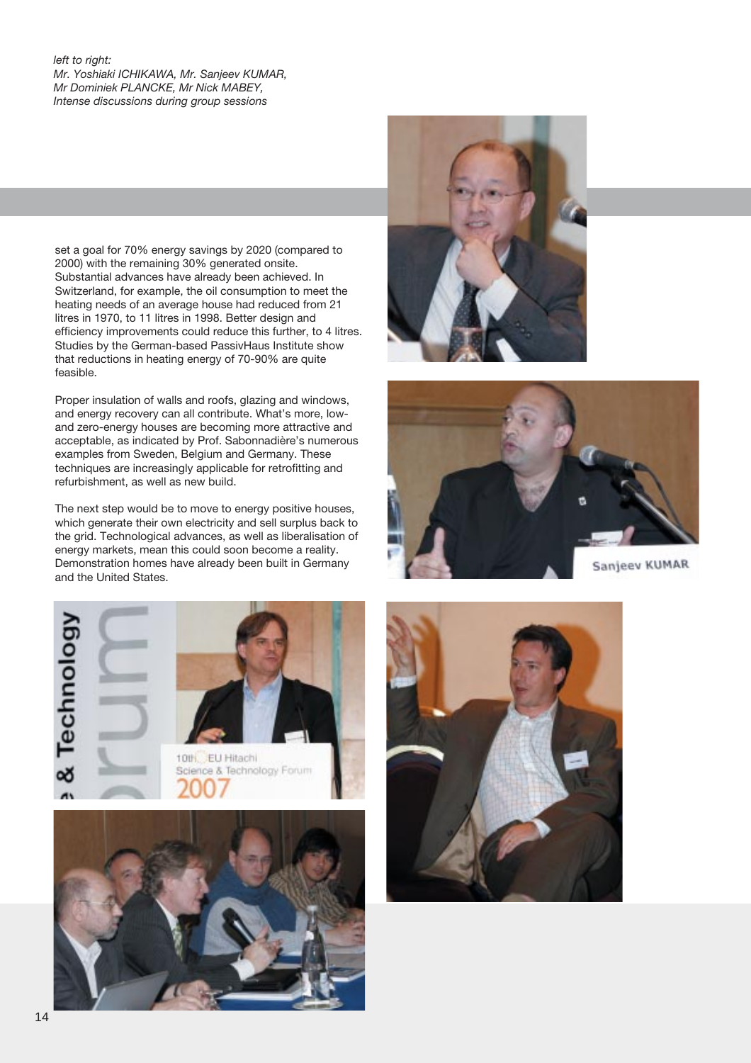*left to right:*
*Mr. Yoshiaki ICHIKAWA, Mr. Sanjeev KUMAR,*
*Mr Dominiek PLANCKE, Mr Nick MABEY,*
*Intense discussions during group sessions*

set a goal for 70% energy savings by 2020 (compared to 2000) with the remaining 30% generated onsite. Substantial advances have already been achieved. In Switzerland, for example, the oil consumption to meet the heating needs of an average house had reduced from 21 litres in 1970, to 11 litres in 1998. Better design and efficiency improvements could reduce this further, to 4 litres. Studies by the German-based PassivHaus Institute show that reductions in heating energy of 70-90% are quite feasible.

Proper insulation of walls and roofs, glazing and windows, and energy recovery can all contribute. What's more, low- and zero-energy houses are becoming more attractive and acceptable, as indicated by Prof. Sabonnadière's numerous examples from Sweden, Belgium and Germany. These techniques are increasingly applicable for retrofitting and refurbishment, as well as new build.

The next step would be to move to energy positive houses, which generate their own electricity and sell surplus back to the grid. Technological advances, as well as liberalisation of energy markets, mean this could soon become a reality. Demonstration homes have already been built in Germany and the United States.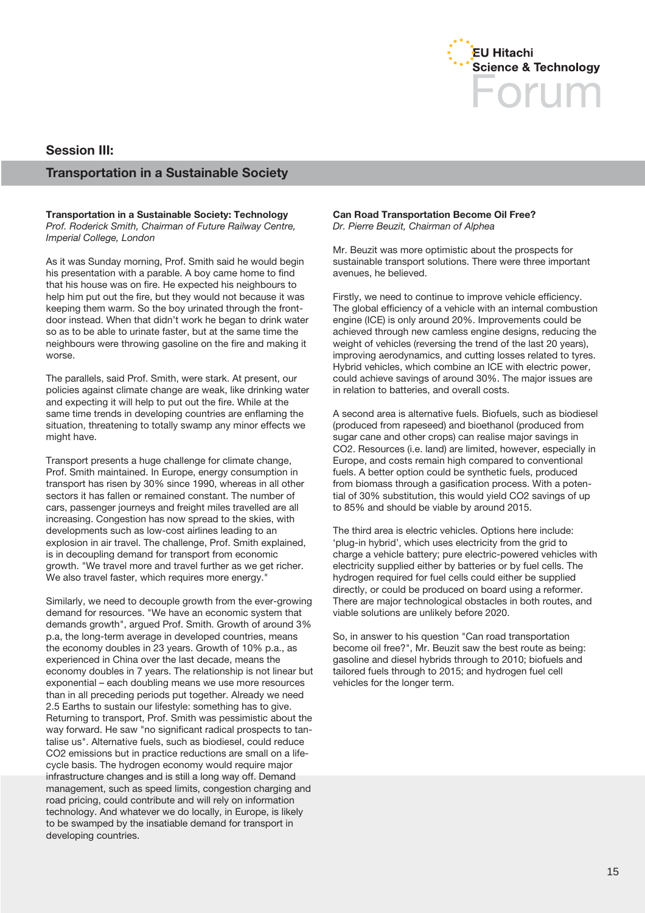## Session III:

## Transportation in a Sustainable Society

### Transportation in a Sustainable Society: Technology

*Prof. Roderick Smith, Chairman of Future Railway Centre, Imperial College, London*

As it was Sunday morning, Prof. Smith said he would begin his presentation with a parable. A boy came home to find that his house was on fire. He expected his neighbours to help him put out the fire, but they would not because it was keeping them warm. So the boy urinated through the front-door instead. When that didn't work he began to drink water so as to be able to urinate faster, but at the same time the neighbours were throwing gasoline on the fire and making it worse.

The parallels, said Prof. Smith, were stark. At present, our policies against climate change are weak, like drinking water and expecting it will help to put out the fire. While at the same time trends in developing countries are enflaming the situation, threatening to totally swamp any minor effects we might have.

Transport presents a huge challenge for climate change, Prof. Smith maintained. In Europe, energy consumption in transport has risen by 30% since 1990, whereas in all other sectors it has fallen or remained constant. The number of cars, passenger journeys and freight miles travelled are all increasing. Congestion has now spread to the skies, with developments such as low-cost airlines leading to an explosion in air travel. The challenge, Prof. Smith explained, is in decoupling demand for transport from economic growth. "We travel more and travel further as we get richer. We also travel faster, which requires more energy."

Similarly, we need to decouple growth from the ever-growing demand for resources. "We have an economic system that demands growth", argued Prof. Smith. Growth of around 3% p.a, the long-term average in developed countries, means the economy doubles in 23 years. Growth of 10% p.a., as experienced in China over the last decade, means the economy doubles in 7 years. The relationship is not linear but exponential – each doubling means we use more resources than in all preceding periods put together. Already we need 2.5 Earths to sustain our lifestyle: something has to give. Returning to transport, Prof. Smith was pessimistic about the way forward. He saw "no significant radical prospects to tantalise us". Alternative fuels, such as biodiesel, could reduce $CO_2$ emissions but in practice reductions are small on a life-cycle basis. The hydrogen economy would require major infrastructure changes and is still a long way off. Demand management, such as speed limits, congestion charging and road pricing, could contribute and will rely on information technology. And whatever we do locally, in Europe, is likely to be swamped by the insatiable demand for transport in developing countries.

### Can Road Transportation Become Oil Free?

*Dr. Pierre Beuzit, Chairman of Alphea*

Mr. Beuzit was more optimistic about the prospects for sustainable transport solutions. There were three important avenues, he believed.

Firstly, we need to continue to improve vehicle efficiency. The global efficiency of a vehicle with an internal combustion engine (ICE) is only around 20%. Improvements could be achieved through new camless engine designs, reducing the weight of vehicles (reversing the trend of the last 20 years), improving aerodynamics, and cutting losses related to tyres. Hybrid vehicles, which combine an ICE with electric power, could achieve savings of around 30%. The major issues are in relation to batteries, and overall costs.

A second area is alternative fuels. Biofuels, such as biodiesel (produced from rapeseed) and bioethanol (produced from sugar cane and other crops) can realise major savings in $CO_2$. Resources (i.e. land) are limited, however, especially in Europe, and costs remain high compared to conventional fuels. A better option could be synthetic fuels, produced from biomass through a gasification process. With a potential of 30% substitution, this would yield $CO_2$ savings of up to 85% and should be viable by around 2015.

The third area is electric vehicles. Options here include: 'plug-in hybrid', which uses electricity from the grid to charge a vehicle battery; pure electric-powered vehicles with electricity supplied either by batteries or by fuel cells. The hydrogen required for fuel cells could either be supplied directly, or could be produced on board using a reformer. There are major technological obstacles in both routes, and viable solutions are unlikely before 2020.

So, in answer to his question "Can road transportation become oil free?", Mr. Beuzit saw the best route as being: gasoline and diesel hybrids through to 2010; biofuels and tailored fuels through to 2015; and hydrogen fuel cell vehicles for the longer term.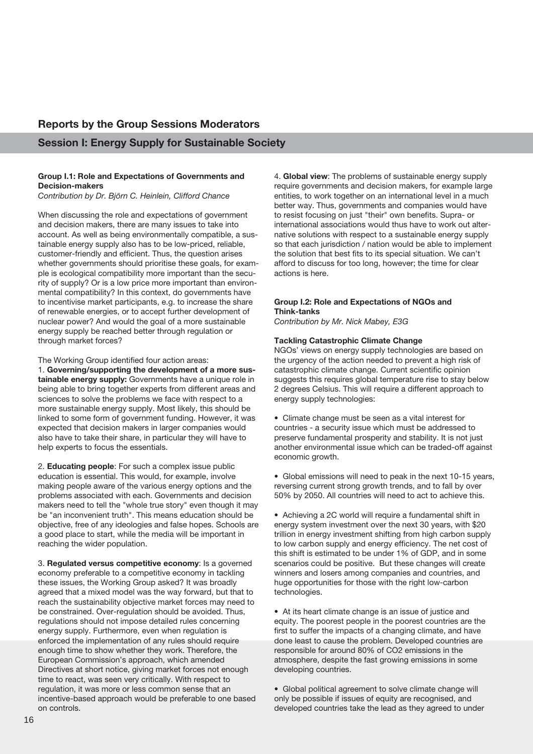## Reports by the Group Sessions Moderators

## Session I: Energy Supply for Sustainable Society

### Group I.1: Role and Expectations of Governments and Decision-makers

*Contribution by Dr. Björn C. Heinlein, Clifford Chance*

When discussing the role and expectations of government and decision makers, there are many issues to take into account. As well as being environmentally compatible, a sustainable energy supply also has to be low-priced, reliable, customer-friendly and efficient. Thus, the question arises whether governments should prioritise these goals, for example is ecological compatibility more important than the security of supply? Or is a low price more important than environmental compatibility? In this context, do governments have to incentivise market participants, e.g. to increase the share of renewable energies, or to accept further development of nuclear power? And would the goal of a more sustainable energy supply be reached better through regulation or through market forces?

The Working Group identified four action areas:

1. **Governing/supporting the development of a more sustainable energy supply:** Governments have a unique role in being able to bring together experts from different areas and sciences to solve the problems we face with respect to a more sustainable energy supply. Most likely, this should be linked to some form of government funding. However, it was expected that decision makers in larger companies would also have to take their share, in particular they will have to help experts to focus the essentials.

2. **Educating people**: For such a complex issue public education is essential. This would, for example, involve making people aware of the various energy options and the problems associated with each. Governments and decision makers need to tell the "whole true story" even though it may be "an inconvenient truth". This means education should be objective, free of any ideologies and false hopes. Schools are a good place to start, while the media will be important in reaching the wider population.

3. **Regulated versus competitive economy**: Is a governed economy preferable to a competitive economy in tackling these issues, the Working Group asked? It was broadly agreed that a mixed model was the way forward, but that to reach the sustainability objective market forces may need to be constrained. Over-regulation should be avoided. Thus, regulations should not impose detailed rules concerning energy supply. Furthermore, even when regulation is enforced the implementation of any rules should require enough time to show whether they work. Therefore, the European Commission's approach, which amended Directives at short notice, giving market forces not enough time to react, was seen very critically. With respect to regulation, it was more or less common sense that an incentive-based approach would be preferable to one based on controls.

4. **Global view**: The problems of sustainable energy supply require governments and decision makers, for example large entities, to work together on an international level in a much better way. Thus, governments and companies would have to resist focusing on just "their" own benefits. Supra- or international associations would thus have to work out alternative solutions with respect to a sustainable energy supply so that each jurisdiction / nation would be able to implement the solution that best fits to its special situation. We can't afford to discuss for too long, however; the time for clear actions is here.

### Group I.2: Role and Expectations of NGOs and Think-tanks

*Contribution by Mr. Nick Mabey, E3G*

**Tackling Catastrophic Climate Change**

NGOs' views on energy supply technologies are based on the urgency of the action needed to prevent a high risk of catastrophic climate change. Current scientific opinion suggests this requires global temperature rise to stay below 2 degrees Celsius. This will require a different approach to energy supply technologies:

- Climate change must be seen as a vital interest for countries - a security issue which must be addressed to preserve fundamental prosperity and stability. It is not just another environmental issue which can be traded-off against economic growth.

- Global emissions will need to peak in the next 10-15 years, reversing current strong growth trends, and to fall by over 50% by 2050. All countries will need to act to achieve this.

- Achieving a 2C world will require a fundamental shift in energy system investment over the next 30 years, with $20 trillion in energy investment shifting from high carbon supply to low carbon supply and energy efficiency. The net cost of this shift is estimated to be under 1% of GDP, and in some scenarios could be positive. But these changes will create winners and losers among companies and countries, and huge opportunities for those with the right low-carbon technologies.

- At its heart climate change is an issue of justice and equity. The poorest people in the poorest countries are the first to suffer the impacts of a changing climate, and have done least to cause the problem. Developed countries are responsible for around 80% of $CO_2$ emissions in the atmosphere, despite the fast growing emissions in some developing countries.

- Global political agreement to solve climate change will only be possible if issues of equity are recognised, and developed countries take the lead as they agreed to under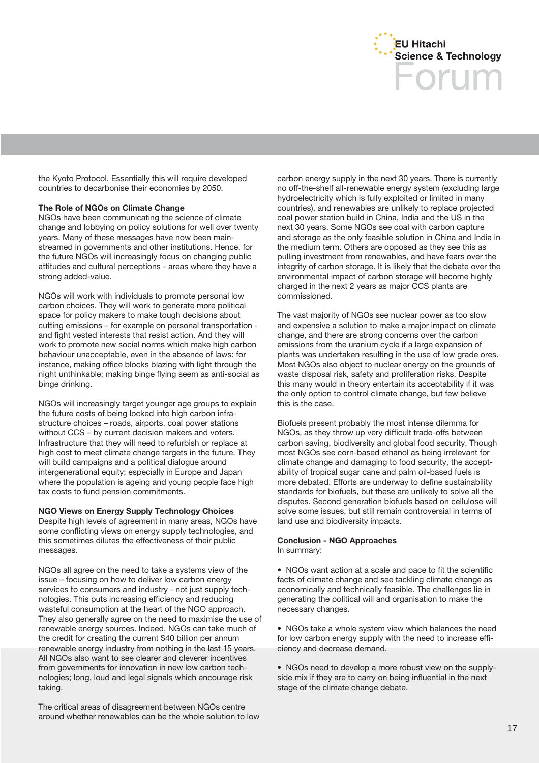the Kyoto Protocol. Essentially this will require developed countries to decarbonise their economies by 2050.

**The Role of NGOs on Climate Change**

NGOs have been communicating the science of climate change and lobbying on policy solutions for well over twenty years. Many of these messages have now been mainstreamed in governments and other institutions. Hence, for the future NGOs will increasingly focus on changing public attitudes and cultural perceptions - areas where they have a strong added-value.

NGOs will work with individuals to promote personal low carbon choices. They will work to generate more political space for policy makers to make tough decisions about cutting emissions – for example on personal transportation - and fight vested interests that resist action. And they will work to promote new social norms which make high carbon behaviour unacceptable, even in the absence of laws: for instance, making office blocks blazing with light through the night unthinkable; making binge flying seem as anti-social as binge drinking.

NGOs will increasingly target younger age groups to explain the future costs of being locked into high carbon infrastructure choices – roads, airports, coal power stations without CCS – by current decision makers and voters. Infrastructure that they will need to refurbish or replace at high cost to meet climate change targets in the future. They will build campaigns and a political dialogue around intergenerational equity; especially in Europe and Japan where the population is ageing and young people face high tax costs to fund pension commitments.

**NGO Views on Energy Supply Technology Choices**

Despite high levels of agreement in many areas, NGOs have some conflicting views on energy supply technologies, and this sometimes dilutes the effectiveness of their public messages.

NGOs all agree on the need to take a systems view of the issue – focusing on how to deliver low carbon energy services to consumers and industry - not just supply technologies. This puts increasing efficiency and reducing wasteful consumption at the heart of the NGO approach. They also generally agree on the need to maximise the use of renewable energy sources. Indeed, NGOs can take much of the credit for creating the current $40 billion per annum renewable energy industry from nothing in the last 15 years. All NGOs also want to see clearer and cleverer incentives from governments for innovation in new low carbon technologies; long, loud and legal signals which encourage risk taking.

The critical areas of disagreement between NGOs centre around whether renewables can be the whole solution to low carbon energy supply in the next 30 years. There is currently no off-the-shelf all-renewable energy system (excluding large hydroelectricity which is fully exploited or limited in many countries), and renewables are unlikely to replace projected coal power station build in China, India and the US in the next 30 years. Some NGOs see coal with carbon capture and storage as the only feasible solution in China and India in the medium term. Others are opposed as they see this as pulling investment from renewables, and have fears over the integrity of carbon storage. It is likely that the debate over the environmental impact of carbon storage will become highly charged in the next 2 years as major CCS plants are commissioned.

The vast majority of NGOs see nuclear power as too slow and expensive a solution to make a major impact on climate change, and there are strong concerns over the carbon emissions from the uranium cycle if a large expansion of plants was undertaken resulting in the use of low grade ores. Most NGOs also object to nuclear energy on the grounds of waste disposal risk, safety and proliferation risks. Despite this many would in theory entertain its acceptability if it was the only option to control climate change, but few believe this is the case.

Biofuels present probably the most intense dilemma for NGOs, as they throw up very difficult trade-offs between carbon saving, biodiversity and global food security. Though most NGOs see corn-based ethanol as being irrelevant for climate change and damaging to food security, the acceptability of tropical sugar cane and palm oil-based fuels is more debated. Efforts are underway to define sustainability standards for biofuels, but these are unlikely to solve all the disputes. Second generation biofuels based on cellulose will solve some issues, but still remain controversial in terms of land use and biodiversity impacts.

**Conclusion - NGO Approaches**

In summary:

- NGOs want action at a scale and pace to fit the scientific facts of climate change and see tackling climate change as economically and technically feasible. The challenges lie in generating the political will and organisation to make the necessary changes.

- NGOs take a whole system view which balances the need for low carbon energy supply with the need to increase efficiency and decrease demand.

- NGOs need to develop a more robust view on the supply-side mix if they are to carry on being influential in the next stage of the climate change debate.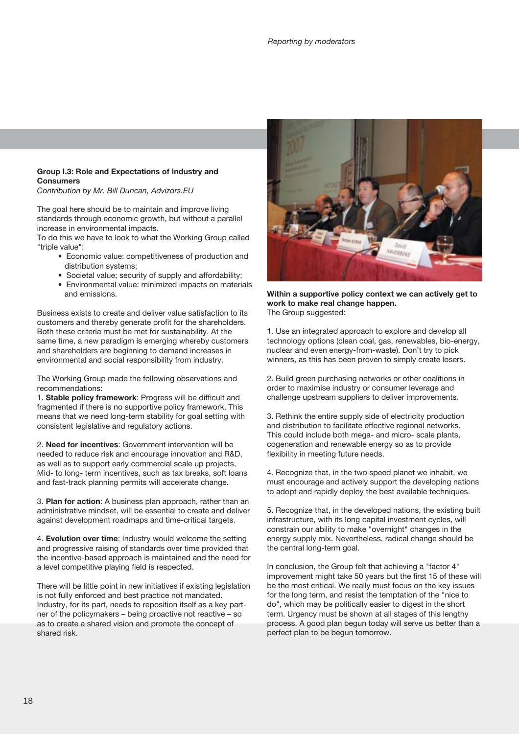**Group I.3: Role and Expectations of Industry and Consumers**
*Contribution by Mr. Bill Duncan, Advizors.EU*

The goal here should be to maintain and improve living standards through economic growth, but without a parallel increase in environmental impacts.
To do this we have to look to what the Working Group called "triple value":

- Economic value: competitiveness of production and distribution systems;
- Societal value; security of supply and affordability;
- Environmental value: minimized impacts on materials and emissions.

Business exists to create and deliver value satisfaction to its customers and thereby generate profit for the shareholders. Both these criteria must be met for sustainability. At the same time, a new paradigm is emerging whereby customers and shareholders are beginning to demand increases in environmental and social responsibility from industry.

The Working Group made the following observations and recommendations:
1. **Stable policy framework**: Progress will be difficult and fragmented if there is no supportive policy framework. This means that we need long-term stability for goal setting with consistent legislative and regulatory actions.

2. **Need for incentives**: Government intervention will be needed to reduce risk and encourage innovation and R&D, as well as to support early commercial scale up projects. Mid- to long- term incentives, such as tax breaks, soft loans and fast-track planning permits will accelerate change.

3. **Plan for action**: A business plan approach, rather than an administrative mindset, will be essential to create and deliver against development roadmaps and time-critical targets.

4. **Evolution over time**: Industry would welcome the setting and progressive raising of standards over time provided that the incentive-based approach is maintained and the need for a level competitive playing field is respected.

There will be little point in new initiatives if existing legislation is not fully enforced and best practice not mandated. Industry, for its part, needs to reposition itself as a key partner of the policymakers – being proactive not reactive – so as to create a shared vision and promote the concept of shared risk.

**Within a supportive policy context we can actively get to work to make real change happen.**
The Group suggested:

1. Use an integrated approach to explore and develop all technology options (clean coal, gas, renewables, bio-energy, nuclear and even energy-from-waste). Don't try to pick winners, as this has been proven to simply create losers.

2. Build green purchasing networks or other coalitions in order to maximise industry or consumer leverage and challenge upstream suppliers to deliver improvements.

3. Rethink the entire supply side of electricity production and distribution to facilitate effective regional networks. This could include both mega- and micro- scale plants, cogeneration and renewable energy so as to provide flexibility in meeting future needs.

4. Recognize that, in the two speed planet we inhabit, we must encourage and actively support the developing nations to adopt and rapidly deploy the best available techniques.

5. Recognize that, in the developed nations, the existing built infrastructure, with its long capital investment cycles, will constrain our ability to make "overnight" changes in the energy supply mix. Nevertheless, radical change should be the central long-term goal.

In conclusion, the Group felt that achieving a "factor 4" improvement might take 50 years but the first 15 of these will be the most critical. We really must focus on the key issues for the long term, and resist the temptation of the "nice to do", which may be politically easier to digest in the short term. Urgency must be shown at all stages of this lengthy process. A good plan begun today will serve us better than a perfect plan to be begun tomorrow.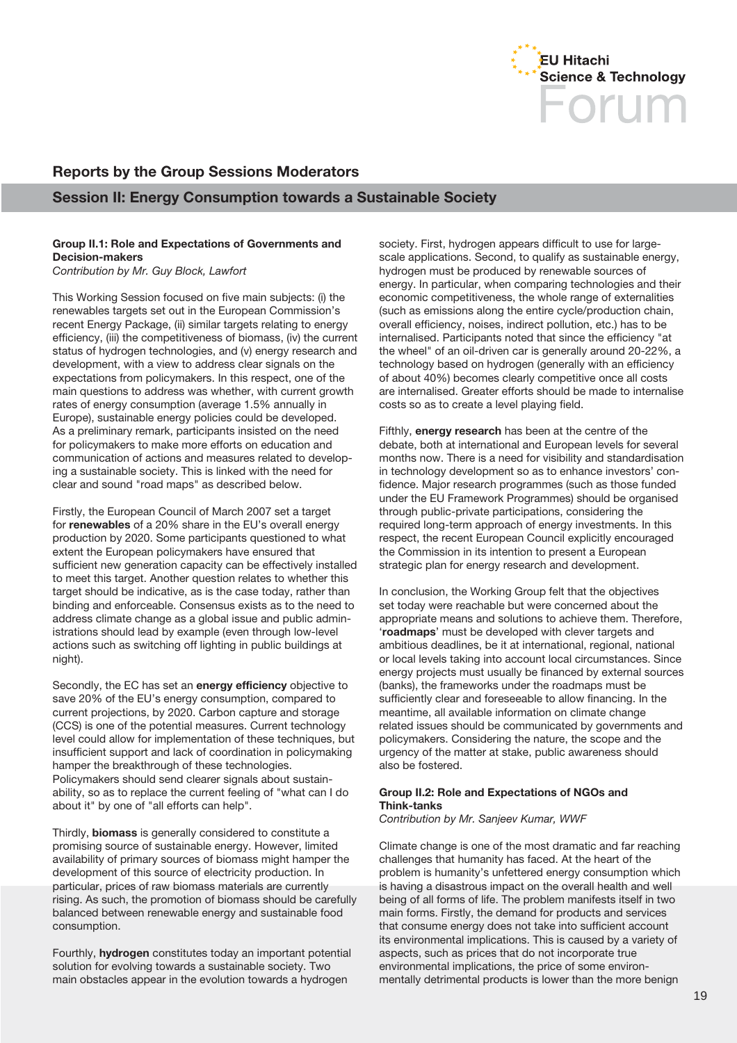## Reports by the Group Sessions Moderators

## Session II: Energy Consumption towards a Sustainable Society

### Group II.1: Role and Expectations of Governments and Decision-makers

*Contribution by Mr. Guy Block, Lawfort*

This Working Session focused on five main subjects: (i) the renewables targets set out in the European Commission's recent Energy Package, (ii) similar targets relating to energy efficiency, (iii) the competitiveness of biomass, (iv) the current status of hydrogen technologies, and (v) energy research and development, with a view to address clear signals on the expectations from policymakers. In this respect, one of the main questions to address was whether, with current growth rates of energy consumption (average 1.5% annually in Europe), sustainable energy policies could be developed. As a preliminary remark, participants insisted on the need for policymakers to make more efforts on education and communication of actions and measures related to developing a sustainable society. This is linked with the need for clear and sound "road maps" as described below.

Firstly, the European Council of March 2007 set a target for **renewables** of a 20% share in the EU's overall energy production by 2020. Some participants questioned to what extent the European policymakers have ensured that sufficient new generation capacity can be effectively installed to meet this target. Another question relates to whether this target should be indicative, as is the case today, rather than binding and enforceable. Consensus exists as to the need to address climate change as a global issue and public administrations should lead by example (even through low-level actions such as switching off lighting in public buildings at night).

Secondly, the EC has set an **energy efficiency** objective to save 20% of the EU's energy consumption, compared to current projections, by 2020. Carbon capture and storage (CCS) is one of the potential measures. Current technology level could allow for implementation of these techniques, but insufficient support and lack of coordination in policymaking hamper the breakthrough of these technologies. Policymakers should send clearer signals about sustainability, so as to replace the current feeling of "what can I do about it" by one of "all efforts can help".

Thirdly, **biomass** is generally considered to constitute a promising source of sustainable energy. However, limited availability of primary sources of biomass might hamper the development of this source of electricity production. In particular, prices of raw biomass materials are currently rising. As such, the promotion of biomass should be carefully balanced between renewable energy and sustainable food consumption.

Fourthly, **hydrogen** constitutes today an important potential solution for evolving towards a sustainable society. Two main obstacles appear in the evolution towards a hydrogen society. First, hydrogen appears difficult to use for large-scale applications. Second, to qualify as sustainable energy, hydrogen must be produced by renewable sources of energy. In particular, when comparing technologies and their economic competitiveness, the whole range of externalities (such as emissions along the entire cycle/production chain, overall efficiency, noises, indirect pollution, etc.) has to be internalised. Participants noted that since the efficiency "at the wheel" of an oil-driven car is generally around 20-22%, a technology based on hydrogen (generally with an efficiency of about 40%) becomes clearly competitive once all costs are internalised. Greater efforts should be made to internalise costs so as to create a level playing field.

Fifthly, **energy research** has been at the centre of the debate, both at international and European levels for several months now. There is a need for visibility and standardisation in technology development so as to enhance investors' confidence. Major research programmes (such as those funded under the EU Framework Programmes) should be organised through public-private participations, considering the required long-term approach of energy investments. In this respect, the recent European Council explicitly encouraged the Commission in its intention to present a European strategic plan for energy research and development.

In conclusion, the Working Group felt that the objectives set today were reachable but were concerned about the appropriate means and solutions to achieve them. Therefore, '**roadmaps**' must be developed with clever targets and ambitious deadlines, be it at international, regional, national or local levels taking into account local circumstances. Since energy projects must usually be financed by external sources (banks), the frameworks under the roadmaps must be sufficiently clear and foreseeable to allow financing. In the meantime, all available information on climate change related issues should be communicated by governments and policymakers. Considering the nature, the scope and the urgency of the matter at stake, public awareness should also be fostered.

### Group II.2: Role and Expectations of NGOs and Think-tanks

*Contribution by Mr. Sanjeev Kumar, WWF*

Climate change is one of the most dramatic and far reaching challenges that humanity has faced. At the heart of the problem is humanity's unfettered energy consumption which is having a disastrous impact on the overall health and well being of all forms of life. The problem manifests itself in two main forms. Firstly, the demand for products and services that consume energy does not take into sufficient account its environmental implications. This is caused by a variety of aspects, such as prices that do not incorporate true environmental implications, the price of some environmentally detrimental products is lower than the more benign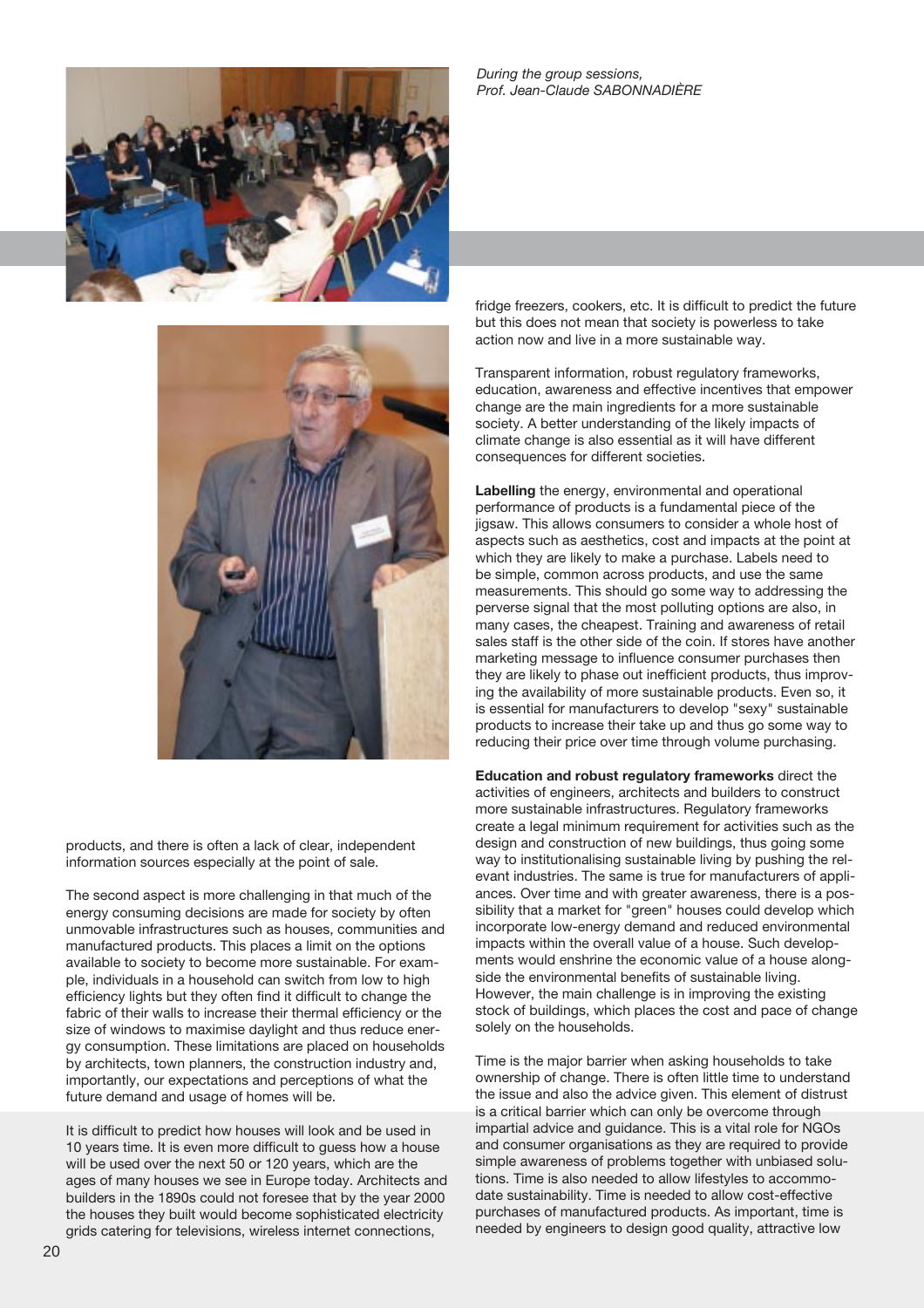*During the group sessions,*
*Prof. Jean-Claude SABONNADIÈRE*

products, and there is often a lack of clear, independent information sources especially at the point of sale.

The second aspect is more challenging in that much of the energy consuming decisions are made for society by often unmovable infrastructures such as houses, communities and manufactured products. This places a limit on the options available to society to become more sustainable. For example, individuals in a household can switch from low to high efficiency lights but they often find it difficult to change the fabric of their walls to increase their thermal efficiency or the size of windows to maximise daylight and thus reduce energy consumption. These limitations are placed on households by architects, town planners, the construction industry and, importantly, our expectations and perceptions of what the future demand and usage of homes will be.

It is difficult to predict how houses will look and be used in 10 years time. It is even more difficult to guess how a house will be used over the next 50 or 120 years, which are the ages of many houses we see in Europe today. Architects and builders in the 1890s could not foresee that by the year 2000 the houses they built would become sophisticated electricity grids catering for televisions, wireless internet connections, fridge freezers, cookers, etc. It is difficult to predict the future but this does not mean that society is powerless to take action now and live in a more sustainable way.

Transparent information, robust regulatory frameworks, education, awareness and effective incentives that empower change are the main ingredients for a more sustainable society. A better understanding of the likely impacts of climate change is also essential as it will have different consequences for different societies.

**Labelling** the energy, environmental and operational performance of products is a fundamental piece of the jigsaw. This allows consumers to consider a whole host of aspects such as aesthetics, cost and impacts at the point at which they are likely to make a purchase. Labels need to be simple, common across products, and use the same measurements. This should go some way to addressing the perverse signal that the most polluting options are also, in many cases, the cheapest. Training and awareness of retail sales staff is the other side of the coin. If stores have another marketing message to influence consumer purchases then they are likely to phase out inefficient products, thus improving the availability of more sustainable products. Even so, it is essential for manufacturers to develop "sexy" sustainable products to increase their take up and thus go some way to reducing their price over time through volume purchasing.

**Education and robust regulatory frameworks** direct the activities of engineers, architects and builders to construct more sustainable infrastructures. Regulatory frameworks create a legal minimum requirement for activities such as the design and construction of new buildings, thus going some way to institutionalising sustainable living by pushing the relevant industries. The same is true for manufacturers of appliances. Over time and with greater awareness, there is a possibility that a market for "green" houses could develop which incorporate low-energy demand and reduced environmental impacts within the overall value of a house. Such developments would enshrine the economic value of a house alongside the environmental benefits of sustainable living. However, the main challenge is in improving the existing stock of buildings, which places the cost and pace of change solely on the households.

Time is the major barrier when asking households to take ownership of change. There is often little time to understand the issue and also the advice given. This element of distrust is a critical barrier which can only be overcome through impartial advice and guidance. This is a vital role for NGOs and consumer organisations as they are required to provide simple awareness of problems together with unbiased solutions. Time is also needed to allow lifestyles to accommodate sustainability. Time is needed to allow cost-effective purchases of manufactured products. As important, time is needed by engineers to design good quality, attractive low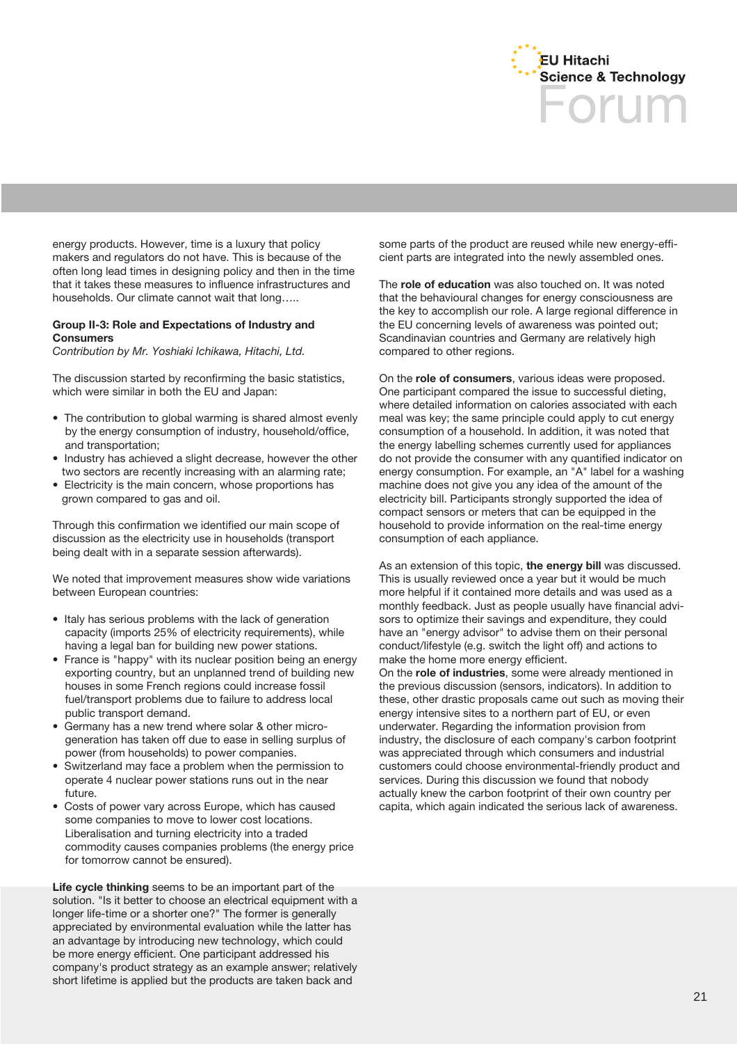energy products. However, time is a luxury that policy makers and regulators do not have. This is because of the often long lead times in designing policy and then in the time that it takes these measures to influence infrastructures and households. Our climate cannot wait that long…..

**Group II-3: Role and Expectations of Industry and Consumers**

*Contribution by Mr. Yoshiaki Ichikawa, Hitachi, Ltd.*

The discussion started by reconfirming the basic statistics, which were similar in both the EU and Japan:

- The contribution to global warming is shared almost evenly by the energy consumption of industry, household/office, and transportation;
- Industry has achieved a slight decrease, however the other two sectors are recently increasing with an alarming rate;
- Electricity is the main concern, whose proportions has grown compared to gas and oil.

Through this confirmation we identified our main scope of discussion as the electricity use in households (transport being dealt with in a separate session afterwards).

We noted that improvement measures show wide variations between European countries:

- Italy has serious problems with the lack of generation capacity (imports 25% of electricity requirements), while having a legal ban for building new power stations.
- France is "happy" with its nuclear position being an energy exporting country, but an unplanned trend of building new houses in some French regions could increase fossil fuel/transport problems due to failure to address local public transport demand.
- Germany has a new trend where solar & other micro-generation has taken off due to ease in selling surplus of power (from households) to power companies.
- Switzerland may face a problem when the permission to operate 4 nuclear power stations runs out in the near future.
- Costs of power vary across Europe, which has caused some companies to move to lower cost locations. Liberalisation and turning electricity into a traded commodity causes companies problems (the energy price for tomorrow cannot be ensured).

**Life cycle thinking** seems to be an important part of the solution. "Is it better to choose an electrical equipment with a longer life-time or a shorter one?" The former is generally appreciated by environmental evaluation while the latter has an advantage by introducing new technology, which could be more energy efficient. One participant addressed his company's product strategy as an example answer; relatively short lifetime is applied but the products are taken back and some parts of the product are reused while new energy-efficient parts are integrated into the newly assembled ones.

The **role of education** was also touched on. It was noted that the behavioural changes for energy consciousness are the key to accomplish our role. A large regional difference in the EU concerning levels of awareness was pointed out; Scandinavian countries and Germany are relatively high compared to other regions.

On the **role of consumers**, various ideas were proposed. One participant compared the issue to successful dieting, where detailed information on calories associated with each meal was key; the same principle could apply to cut energy consumption of a household. In addition, it was noted that the energy labelling schemes currently used for appliances do not provide the consumer with any quantified indicator on energy consumption. For example, an "A" label for a washing machine does not give you any idea of the amount of the electricity bill. Participants strongly supported the idea of compact sensors or meters that can be equipped in the household to provide information on the real-time energy consumption of each appliance.

As an extension of this topic, **the energy bill** was discussed. This is usually reviewed once a year but it would be much more helpful if it contained more details and was used as a monthly feedback. Just as people usually have financial advisors to optimize their savings and expenditure, they could have an "energy advisor" to advise them on their personal conduct/lifestyle (e.g. switch the light off) and actions to make the home more energy efficient.

On the **role of industries**, some were already mentioned in the previous discussion (sensors, indicators). In addition to these, other drastic proposals came out such as moving their energy intensive sites to a northern part of EU, or even underwater. Regarding the information provision from industry, the disclosure of each company's carbon footprint was appreciated through which consumers and industrial customers could choose environmental-friendly product and services. During this discussion we found that nobody actually knew the carbon footprint of their own country per capita, which again indicated the serious lack of awareness.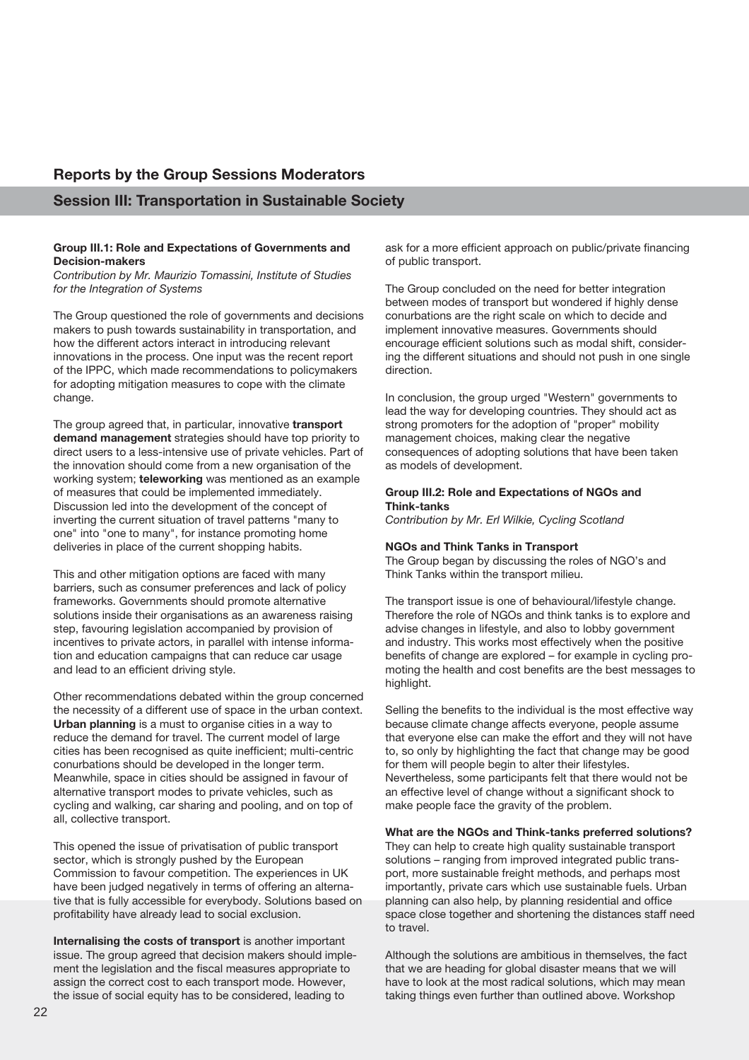## Reports by the Group Sessions Moderators

## Session III: Transportation in Sustainable Society

### Group III.1: Role and Expectations of Governments and Decision-makers

*Contribution by Mr. Maurizio Tomassini, Institute of Studies for the Integration of Systems*

The Group questioned the role of governments and decisions makers to push towards sustainability in transportation, and how the different actors interact in introducing relevant innovations in the process. One input was the recent report of the IPPC, which made recommendations to policymakers for adopting mitigation measures to cope with the climate change.

The group agreed that, in particular, innovative **transport demand management** strategies should have top priority to direct users to a less-intensive use of private vehicles. Part of the innovation should come from a new organisation of the working system; **teleworking** was mentioned as an example of measures that could be implemented immediately. Discussion led into the development of the concept of inverting the current situation of travel patterns "many to one" into "one to many", for instance promoting home deliveries in place of the current shopping habits.

This and other mitigation options are faced with many barriers, such as consumer preferences and lack of policy frameworks. Governments should promote alternative solutions inside their organisations as an awareness raising step, favouring legislation accompanied by provision of incentives to private actors, in parallel with intense information and education campaigns that can reduce car usage and lead to an efficient driving style.

Other recommendations debated within the group concerned the necessity of a different use of space in the urban context. **Urban planning** is a must to organise cities in a way to reduce the demand for travel. The current model of large cities has been recognised as quite inefficient; multi-centric conurbations should be developed in the longer term. Meanwhile, space in cities should be assigned in favour of alternative transport modes to private vehicles, such as cycling and walking, car sharing and pooling, and on top of all, collective transport.

This opened the issue of privatisation of public transport sector, which is strongly pushed by the European Commission to favour competition. The experiences in UK have been judged negatively in terms of offering an alternative that is fully accessible for everybody. Solutions based on profitability have already lead to social exclusion.

**Internalising the costs of transport** is another important issue. The group agreed that decision makers should implement the legislation and the fiscal measures appropriate to assign the correct cost to each transport mode. However, the issue of social equity has to be considered, leading to ask for a more efficient approach on public/private financing of public transport.

The Group concluded on the need for better integration between modes of transport but wondered if highly dense conurbations are the right scale on which to decide and implement innovative measures. Governments should encourage efficient solutions such as modal shift, considering the different situations and should not push in one single direction.

In conclusion, the group urged "Western" governments to lead the way for developing countries. They should act as strong promoters for the adoption of "proper" mobility management choices, making clear the negative consequences of adopting solutions that have been taken as models of development.

### Group III.2: Role and Expectations of NGOs and Think-tanks

*Contribution by Mr. Erl Wilkie, Cycling Scotland*

**NGOs and Think Tanks in Transport**

The Group began by discussing the roles of NGO's and Think Tanks within the transport milieu.

The transport issue is one of behavioural/lifestyle change. Therefore the role of NGOs and think tanks is to explore and advise changes in lifestyle, and also to lobby government and industry. This works most effectively when the positive benefits of change are explored – for example in cycling promoting the health and cost benefits are the best messages to highlight.

Selling the benefits to the individual is the most effective way because climate change affects everyone, people assume that everyone else can make the effort and they will not have to, so only by highlighting the fact that change may be good for them will people begin to alter their lifestyles. Nevertheless, some participants felt that there would not be an effective level of change without a significant shock to make people face the gravity of the problem.

**What are the NGOs and Think-tanks preferred solutions?**

They can help to create high quality sustainable transport solutions – ranging from improved integrated public transport, more sustainable freight methods, and perhaps most importantly, private cars which use sustainable fuels. Urban planning can also help, by planning residential and office space close together and shortening the distances staff need to travel.

Although the solutions are ambitious in themselves, the fact that we are heading for global disaster means that we will have to look at the most radical solutions, which may mean taking things even further than outlined above. Workshop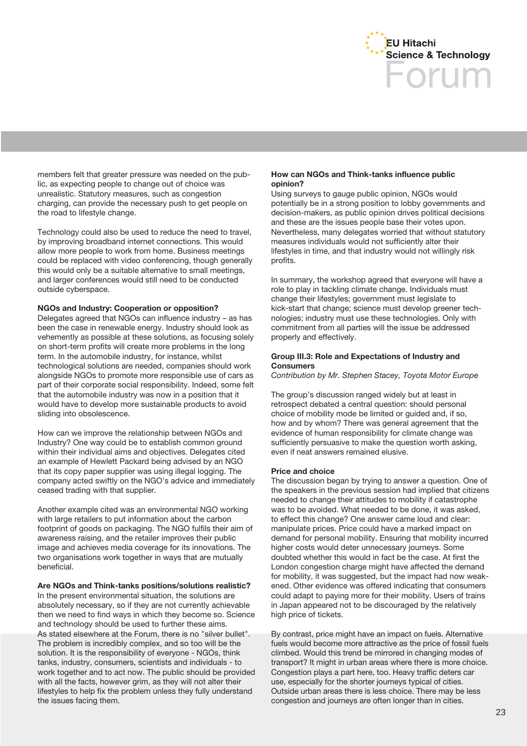members felt that greater pressure was needed on the public, as expecting people to change out of choice was unrealistic. Statutory measures, such as congestion charging, can provide the necessary push to get people on the road to lifestyle change.

Technology could also be used to reduce the need to travel, by improving broadband internet connections. This would allow more people to work from home. Business meetings could be replaced with video conferencing, though generally this would only be a suitable alternative to small meetings, and larger conferences would still need to be conducted outside cyberspace.

**NGOs and Industry: Cooperation or opposition?**

Delegates agreed that NGOs can influence industry – as has been the case in renewable energy. Industry should look as vehemently as possible at these solutions, as focusing solely on short-term profits will create more problems in the long term. In the automobile industry, for instance, whilst technological solutions are needed, companies should work alongside NGOs to promote more responsible use of cars as part of their corporate social responsibility. Indeed, some felt that the automobile industry was now in a position that it would have to develop more sustainable products to avoid sliding into obsolescence.

How can we improve the relationship between NGOs and Industry? One way could be to establish common ground within their individual aims and objectives. Delegates cited an example of Hewlett Packard being advised by an NGO that its copy paper supplier was using illegal logging. The company acted swiftly on the NGO's advice and immediately ceased trading with that supplier.

Another example cited was an environmental NGO working with large retailers to put information about the carbon footprint of goods on packaging. The NGO fulfils their aim of awareness raising, and the retailer improves their public image and achieves media coverage for its innovations. The two organisations work together in ways that are mutually beneficial.

**Are NGOs and Think-tanks positions/solutions realistic?**

In the present environmental situation, the solutions are absolutely necessary, so if they are not currently achievable then we need to find ways in which they become so. Science and technology should be used to further these aims. As stated elsewhere at the Forum, there is no "silver bullet". The problem is incredibly complex, and so too will be the solution. It is the responsibility of everyone - NGOs, think tanks, industry, consumers, scientists and individuals - to work together and to act now. The public should be provided with all the facts, however grim, as they will not alter their lifestyles to help fix the problem unless they fully understand the issues facing them.

**How can NGOs and Think-tanks influence public opinion?**

Using surveys to gauge public opinion, NGOs would potentially be in a strong position to lobby governments and decision-makers, as public opinion drives political decisions and these are the issues people base their votes upon. Nevertheless, many delegates worried that without statutory measures individuals would not sufficiently alter their lifestyles in time, and that industry would not willingly risk profits.

In summary, the workshop agreed that everyone will have a role to play in tackling climate change. Individuals must change their lifestyles; government must legislate to kick-start that change; science must develop greener technologies; industry must use these technologies. Only with commitment from all parties will the issue be addressed properly and effectively.

### Group III.3: Role and Expectations of Industry and Consumers

*Contribution by Mr. Stephen Stacey, Toyota Motor Europe*

The group's discussion ranged widely but at least in retrospect debated a central question: should personal choice of mobility mode be limited or guided and, if so, how and by whom? There was general agreement that the evidence of human responsibility for climate change was sufficiently persuasive to make the question worth asking, even if neat answers remained elusive.

**Price and choice**

The discussion began by trying to answer a question. One of the speakers in the previous session had implied that citizens needed to change their attitudes to mobility if catastrophe was to be avoided. What needed to be done, it was asked, to effect this change? One answer came loud and clear: manipulate prices. Price could have a marked impact on demand for personal mobility. Ensuring that mobility incurred higher costs would deter unnecessary journeys. Some doubted whether this would in fact be the case. At first the London congestion charge might have affected the demand for mobility, it was suggested, but the impact had now weakened. Other evidence was offered indicating that consumers could adapt to paying more for their mobility. Users of trains in Japan appeared not to be discouraged by the relatively high price of tickets.

By contrast, price might have an impact on fuels. Alternative fuels would become more attractive as the price of fossil fuels climbed. Would this trend be mirrored in changing modes of transport? It might in urban areas where there is more choice. Congestion plays a part here, too. Heavy traffic deters car use, especially for the shorter journeys typical of cities. Outside urban areas there is less choice. There may be less congestion and journeys are often longer than in cities.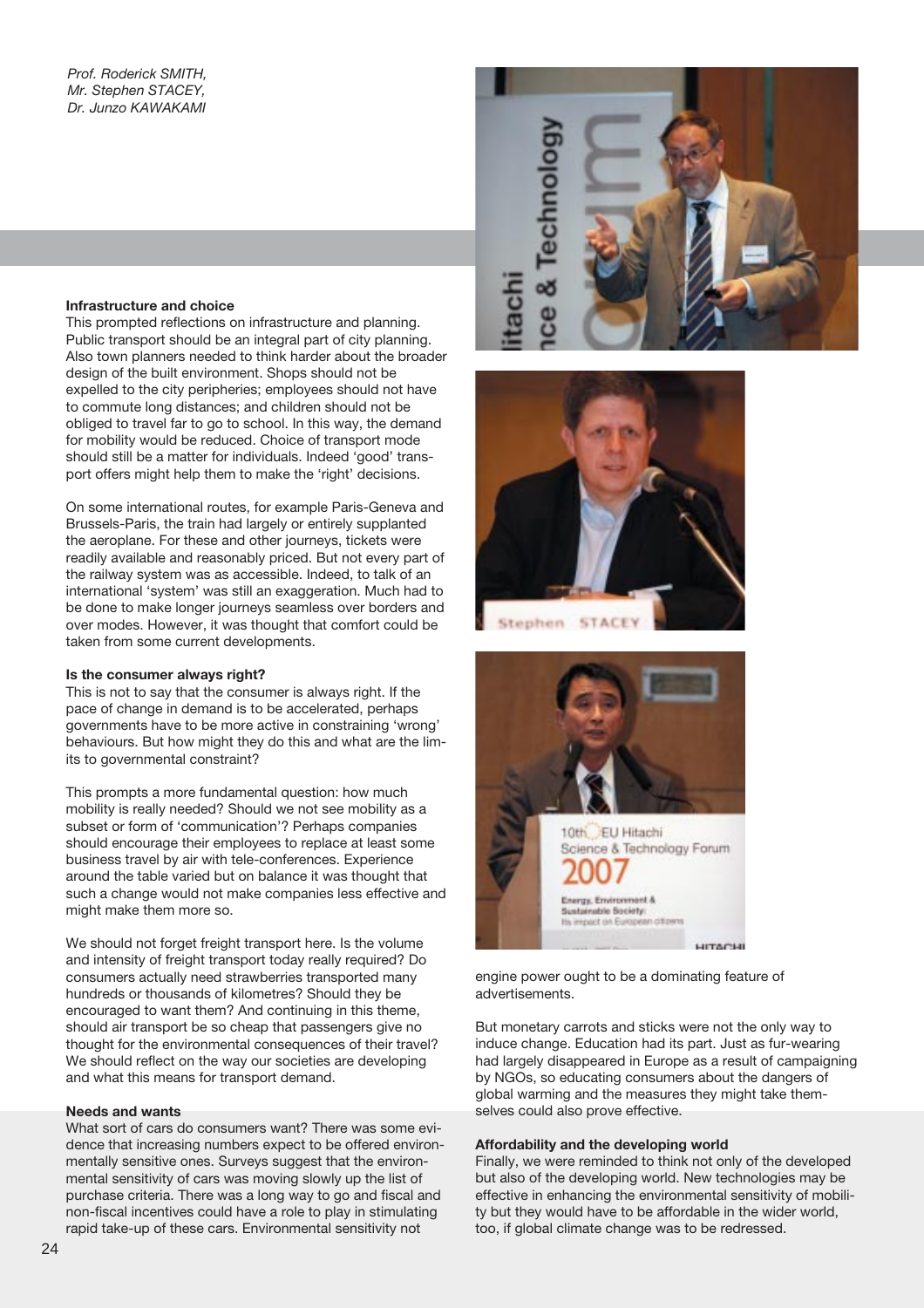*Prof. Roderick SMITH,*
*Mr. Stephen STACEY,*
*Dr. Junzo KAWAKAMI*

**Infrastructure and choice**

This prompted reflections on infrastructure and planning. Public transport should be an integral part of city planning. Also town planners needed to think harder about the broader design of the built environment. Shops should not be expelled to the city peripheries; employees should not have to commute long distances; and children should not be obliged to travel far to go to school. In this way, the demand for mobility would be reduced. Choice of transport mode should still be a matter for individuals. Indeed 'good' transport offers might help them to make the 'right' decisions.

On some international routes, for example Paris-Geneva and Brussels-Paris, the train had largely or entirely supplanted the aeroplane. For these and other journeys, tickets were readily available and reasonably priced. But not every part of the railway system was as accessible. Indeed, to talk of an international 'system' was still an exaggeration. Much had to be done to make longer journeys seamless over borders and over modes. However, it was thought that comfort could be taken from some current developments.

**Is the consumer always right?**

This is not to say that the consumer is always right. If the pace of change in demand is to be accelerated, perhaps governments have to be more active in constraining 'wrong' behaviours. But how might they do this and what are the limits to governmental constraint?

This prompts a more fundamental question: how much mobility is really needed? Should we not see mobility as a subset or form of 'communication'? Perhaps companies should encourage their employees to replace at least some business travel by air with tele-conferences. Experience around the table varied but on balance it was thought that such a change would not make companies less effective and might make them more so.

We should not forget freight transport here. Is the volume and intensity of freight transport today really required? Do consumers actually need strawberries transported many hundreds or thousands of kilometres? Should they be encouraged to want them? And continuing in this theme, should air transport be so cheap that passengers give no thought for the environmental consequences of their travel? We should reflect on the way our societies are developing and what this means for transport demand.

**Needs and wants**

What sort of cars do consumers want? There was some evidence that increasing numbers expect to be offered environmentally sensitive ones. Surveys suggest that the environmental sensitivity of cars was moving slowly up the list of purchase criteria. There was a long way to go and fiscal and non-fiscal incentives could have a role to play in stimulating rapid take-up of these cars. Environmental sensitivity not engine power ought to be a dominating feature of advertisements.

But monetary carrots and sticks were not the only way to induce change. Education had its part. Just as fur-wearing had largely disappeared in Europe as a result of campaigning by NGOs, so educating consumers about the dangers of global warming and the measures they might take themselves could also prove effective.

**Affordability and the developing world**

Finally, we were reminded to think not only of the developed but also of the developing world. New technologies may be effective in enhancing the environmental sensitivity of mobility but they would have to be affordable in the wider world, too, if global climate change was to be redressed.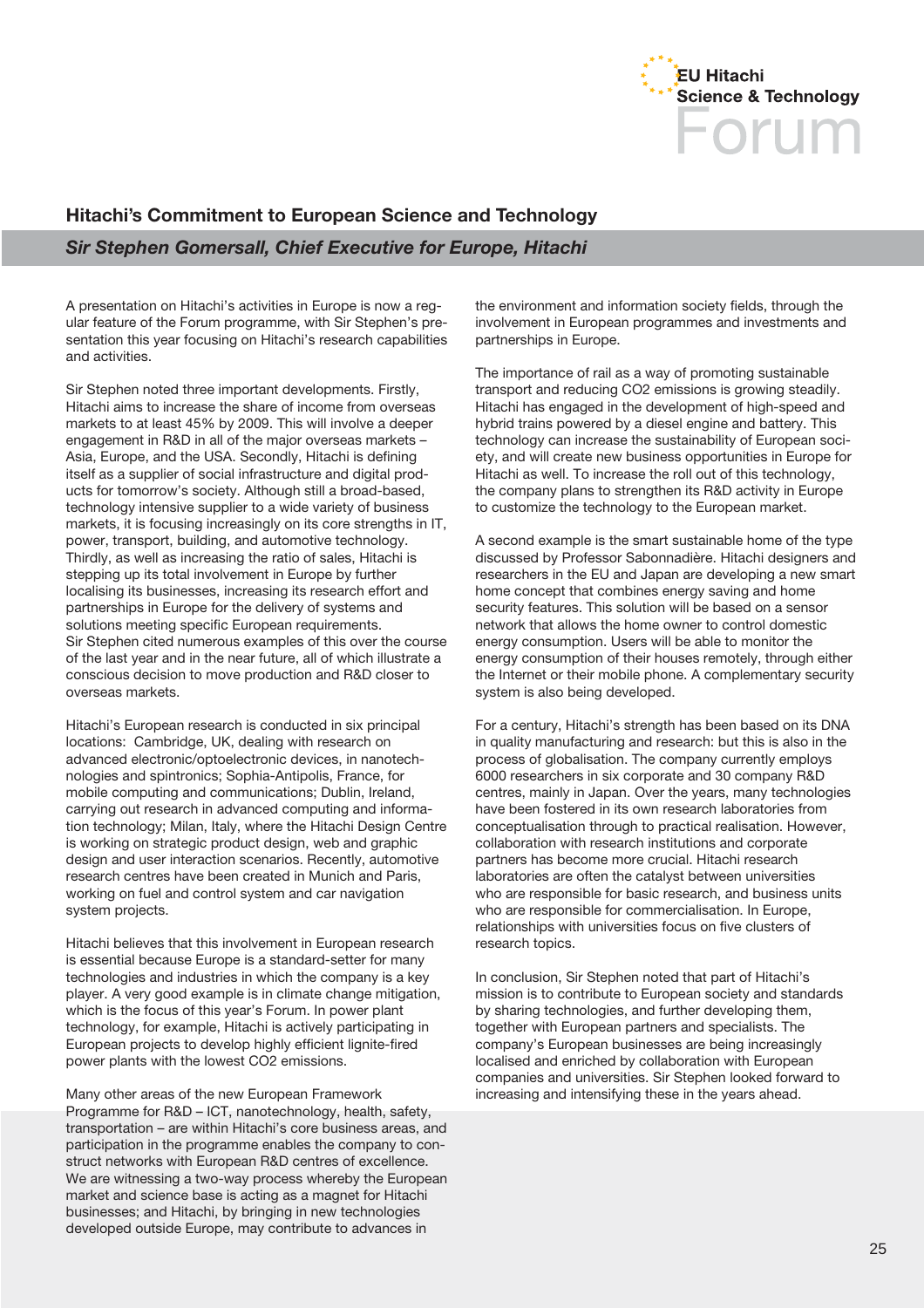## Hitachi's Commitment to European Science and Technology

### *Sir Stephen Gomersall, Chief Executive for Europe, Hitachi*

A presentation on Hitachi's activities in Europe is now a regular feature of the Forum programme, with Sir Stephen's presentation this year focusing on Hitachi's research capabilities and activities.

Sir Stephen noted three important developments. Firstly, Hitachi aims to increase the share of income from overseas markets to at least 45% by 2009. This will involve a deeper engagement in R&D in all of the major overseas markets – Asia, Europe, and the USA. Secondly, Hitachi is defining itself as a supplier of social infrastructure and digital products for tomorrow's society. Although still a broad-based, technology intensive supplier to a wide variety of business markets, it is focusing increasingly on its core strengths in IT, power, transport, building, and automotive technology. Thirdly, as well as increasing the ratio of sales, Hitachi is stepping up its total involvement in Europe by further localising its businesses, increasing its research effort and partnerships in Europe for the delivery of systems and solutions meeting specific European requirements. Sir Stephen cited numerous examples of this over the course of the last year and in the near future, all of which illustrate a conscious decision to move production and R&D closer to overseas markets.

Hitachi's European research is conducted in six principal locations: Cambridge, UK, dealing with research on advanced electronic/optoelectronic devices, in nanotechnologies and spintronics; Sophia-Antipolis, France, for mobile computing and communications; Dublin, Ireland, carrying out research in advanced computing and information technology; Milan, Italy, where the Hitachi Design Centre is working on strategic product design, web and graphic design and user interaction scenarios. Recently, automotive research centres have been created in Munich and Paris, working on fuel and control system and car navigation system projects.

Hitachi believes that this involvement in European research is essential because Europe is a standard-setter for many technologies and industries in which the company is a key player. A very good example is in climate change mitigation, which is the focus of this year's Forum. In power plant technology, for example, Hitachi is actively participating in European projects to develop highly efficient lignite-fired power plants with the lowest $CO_2$ emissions.

Many other areas of the new European Framework Programme for R&D – ICT, nanotechnology, health, safety, transportation – are within Hitachi's core business areas, and participation in the programme enables the company to construct networks with European R&D centres of excellence. We are witnessing a two-way process whereby the European market and science base is acting as a magnet for Hitachi businesses; and Hitachi, by bringing in new technologies developed outside Europe, may contribute to advances in the environment and information society fields, through the involvement in European programmes and investments and partnerships in Europe.

The importance of rail as a way of promoting sustainable transport and reducing $CO_2$ emissions is growing steadily. Hitachi has engaged in the development of high-speed and hybrid trains powered by a diesel engine and battery. This technology can increase the sustainability of European society, and will create new business opportunities in Europe for Hitachi as well. To increase the roll out of this technology, the company plans to strengthen its R&D activity in Europe to customize the technology to the European market.

A second example is the smart sustainable home of the type discussed by Professor Sabonnadière. Hitachi designers and researchers in the EU and Japan are developing a new smart home concept that combines energy saving and home security features. This solution will be based on a sensor network that allows the home owner to control domestic energy consumption. Users will be able to monitor the energy consumption of their houses remotely, through either the Internet or their mobile phone. A complementary security system is also being developed.

For a century, Hitachi's strength has been based on its DNA in quality manufacturing and research: but this is also in the process of globalisation. The company currently employs 6000 researchers in six corporate and 30 company R&D centres, mainly in Japan. Over the years, many technologies have been fostered in its own research laboratories from conceptualisation through to practical realisation. However, collaboration with research institutions and corporate partners has become more crucial. Hitachi research laboratories are often the catalyst between universities who are responsible for basic research, and business units who are responsible for commercialisation. In Europe, relationships with universities focus on five clusters of research topics.

In conclusion, Sir Stephen noted that part of Hitachi's mission is to contribute to European society and standards by sharing technologies, and further developing them, together with European partners and specialists. The company's European businesses are being increasingly localised and enriched by collaboration with European companies and universities. Sir Stephen looked forward to increasing and intensifying these in the years ahead.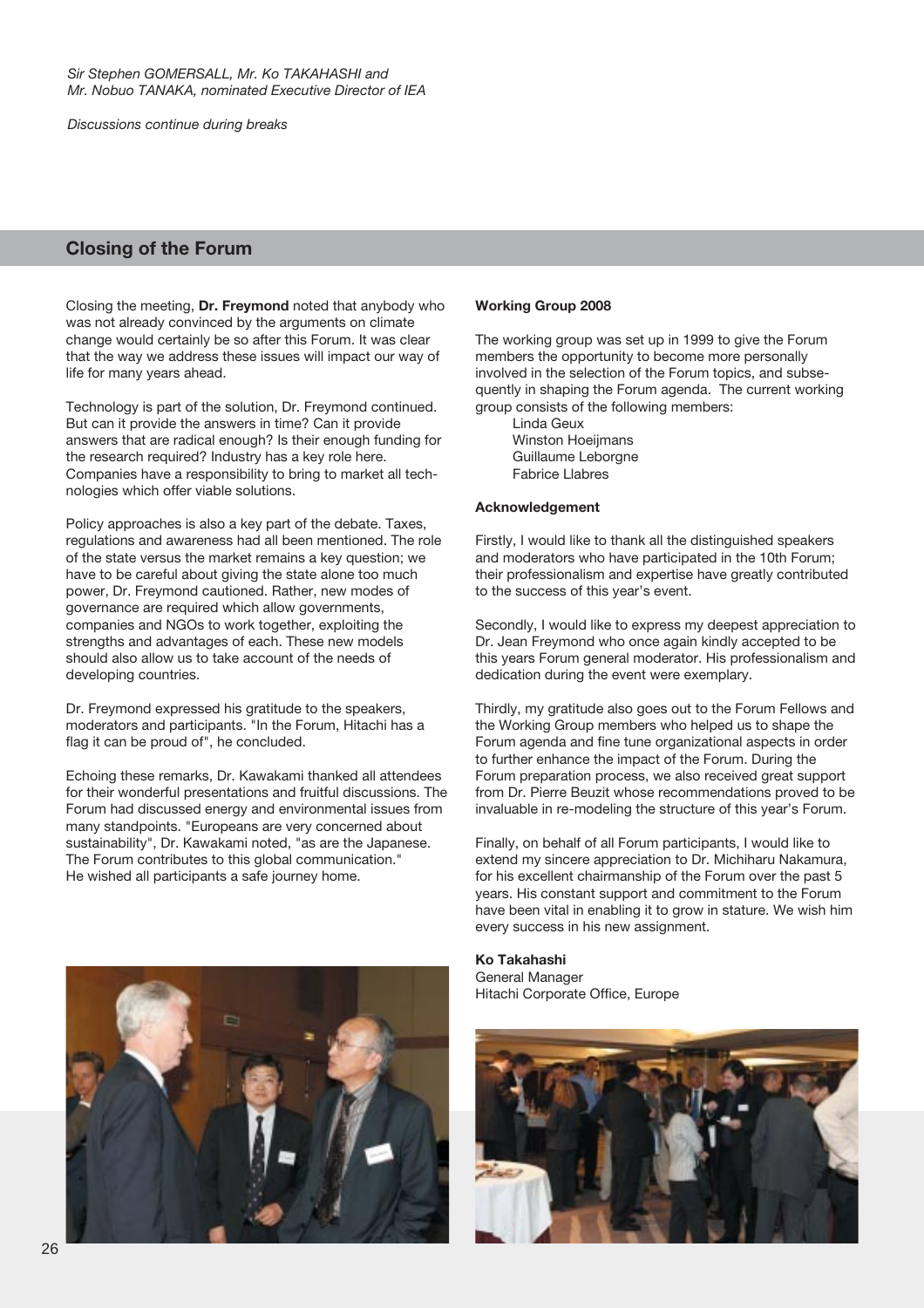*Sir Stephen GOMERSALL, Mr. Ko TAKAHASHI and Mr. Nobuo TANAKA, nominated Executive Director of IEA*

*Discussions continue during breaks*

## Closing of the Forum

Closing the meeting, **Dr. Freymond** noted that anybody who was not already convinced by the arguments on climate change would certainly be so after this Forum. It was clear that the way we address these issues will impact our way of life for many years ahead.

Technology is part of the solution, Dr. Freymond continued. But can it provide the answers in time? Can it provide answers that are radical enough? Is their enough funding for the research required? Industry has a key role here. Companies have a responsibility to bring to market all technologies which offer viable solutions.

Policy approaches is also a key part of the debate. Taxes, regulations and awareness had all been mentioned. The role of the state versus the market remains a key question; we have to be careful about giving the state alone too much power, Dr. Freymond cautioned. Rather, new modes of governance are required which allow governments, companies and NGOs to work together, exploiting the strengths and advantages of each. These new models should also allow us to take account of the needs of developing countries.

Dr. Freymond expressed his gratitude to the speakers, moderators and participants. "In the Forum, Hitachi has a flag it can be proud of", he concluded.

Echoing these remarks, Dr. Kawakami thanked all attendees for their wonderful presentations and fruitful discussions. The Forum had discussed energy and environmental issues from many standpoints. "Europeans are very concerned about sustainability", Dr. Kawakami noted, "as are the Japanese. The Forum contributes to this global communication." He wished all participants a safe journey home.

**Working Group 2008**

The working group was set up in 1999 to give the Forum members the opportunity to become more personally involved in the selection of the Forum topics, and subsequently in shaping the Forum agenda. The current working group consists of the following members:

Linda Geux
Winston Hoeijmans
Guillaume Leborgne
Fabrice Llabres

**Acknowledgement**

Firstly, I would like to thank all the distinguished speakers and moderators who have participated in the 10th Forum; their professionalism and expertise have greatly contributed to the success of this year's event.

Secondly, I would like to express my deepest appreciation to Dr. Jean Freymond who once again kindly accepted to be this years Forum general moderator. His professionalism and dedication during the event were exemplary.

Thirdly, my gratitude also goes out to the Forum Fellows and the Working Group members who helped us to shape the Forum agenda and fine tune organizational aspects in order to further enhance the impact of the Forum. During the Forum preparation process, we also received great support from Dr. Pierre Beuzit whose recommendations proved to be invaluable in re-modeling the structure of this year's Forum.

Finally, on behalf of all Forum participants, I would like to extend my sincere appreciation to Dr. Michiharu Nakamura, for his excellent chairmanship of the Forum over the past 5 years. His constant support and commitment to the Forum have been vital in enabling it to grow in stature. We wish him every success in his new assignment.

**Ko Takahashi**
General Manager
Hitachi Corporate Office, Europe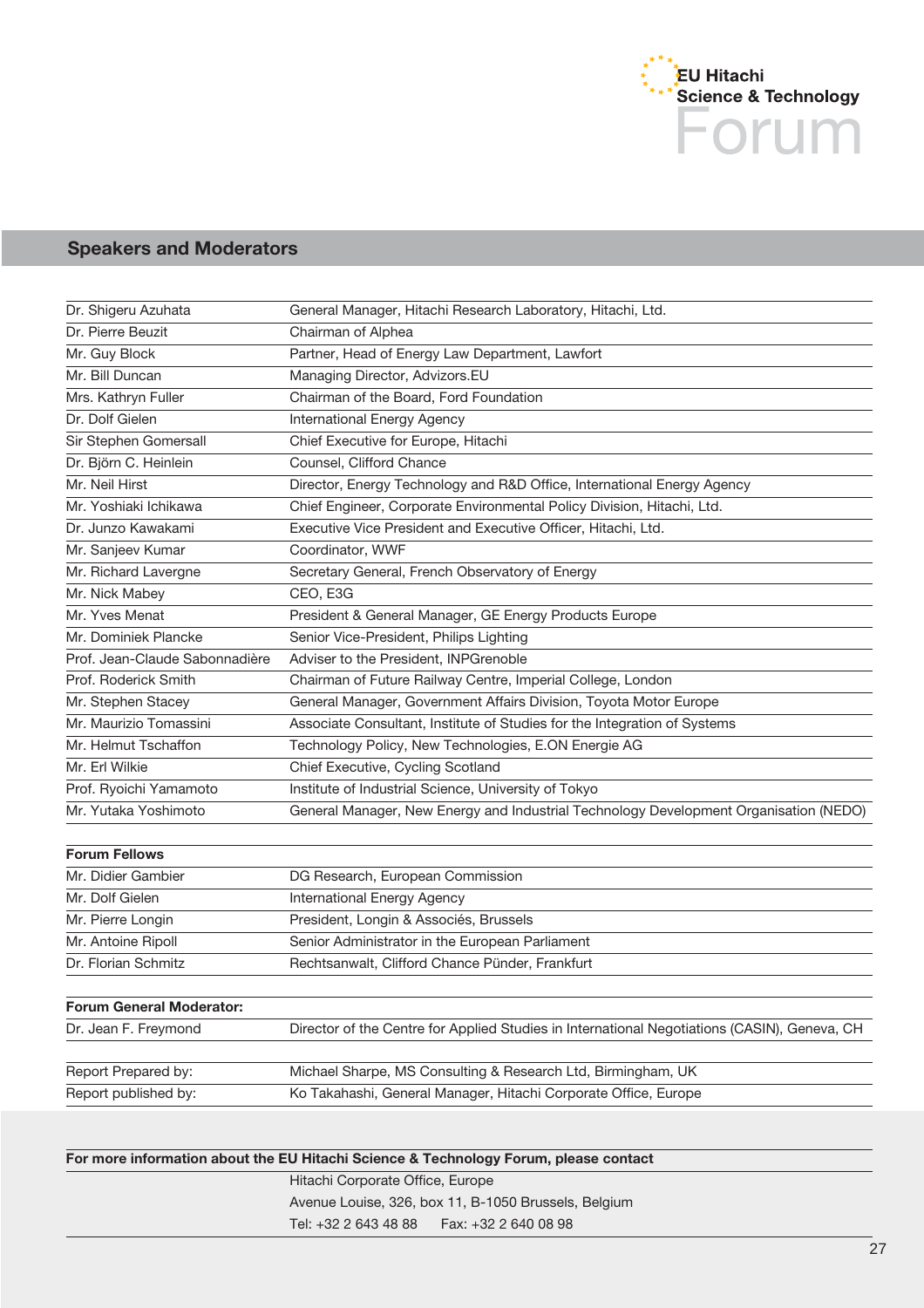EU Hitachi Science & Technology Forum

## Speakers and Moderators

| | |
|---|---|
| Dr. Shigeru Azuhata | General Manager, Hitachi Research Laboratory, Hitachi, Ltd. |
| Dr. Pierre Beuzit | Chairman of Alphea |
| Mr. Guy Block | Partner, Head of Energy Law Department, Lawfort |
| Mr. Bill Duncan | Managing Director, Advizors.EU |
| Mrs. Kathryn Fuller | Chairman of the Board, Ford Foundation |
| Dr. Dolf Gielen | International Energy Agency |
| Sir Stephen Gomersall | Chief Executive for Europe, Hitachi |
| Dr. Björn C. Heinlein | Counsel, Clifford Chance |
| Mr. Neil Hirst | Director, Energy Technology and R&D Office, International Energy Agency |
| Mr. Yoshiaki Ichikawa | Chief Engineer, Corporate Environmental Policy Division, Hitachi, Ltd. |
| Dr. Junzo Kawakami | Executive Vice President and Executive Officer, Hitachi, Ltd. |
| Mr. Sanjeev Kumar | Coordinator, WWF |
| Mr. Richard Lavergne | Secretary General, French Observatory of Energy |
| Mr. Nick Mabey | CEO, E3G |
| Mr. Yves Menat | President & General Manager, GE Energy Products Europe |
| Mr. Dominiek Plancke | Senior Vice-President, Philips Lighting |
| Prof. Jean-Claude Sabonnadière | Adviser to the President, INPGrenoble |
| Prof. Roderick Smith | Chairman of Future Railway Centre, Imperial College, London |
| Mr. Stephen Stacey | General Manager, Government Affairs Division, Toyota Motor Europe |
| Mr. Maurizio Tomassini | Associate Consultant, Institute of Studies for the Integration of Systems |
| Mr. Helmut Tschaffon | Technology Policy, New Technologies, E.ON Energie AG |
| Mr. Erl Wilkie | Chief Executive, Cycling Scotland |
| Prof. Ryoichi Yamamoto | Institute of Industrial Science, University of Tokyo |
| Mr. Yutaka Yoshimoto | General Manager, New Energy and Industrial Technology Development Organisation (NEDO) |

| **Forum Fellows** | |
|---|---|
| Mr. Didier Gambier | DG Research, European Commission |
| Mr. Dolf Gielen | International Energy Agency |
| Mr. Pierre Longin | President, Longin & Associés, Brussels |
| Mr. Antoine Ripoll | Senior Administrator in the European Parliament |
| Dr. Florian Schmitz | Rechtsanwalt, Clifford Chance Pünder, Frankfurt |

| **Forum General Moderator:** | |
|---|---|
| Dr. Jean F. Freymond | Director of the Centre for Applied Studies in International Negotiations (CASIN), Geneva, CH |

| | |
|---|---|
| Report Prepared by: | Michael Sharpe, MS Consulting & Research Ltd, Birmingham, UK |
| Report published by: | Ko Takahashi, General Manager, Hitachi Corporate Office, Europe |

**For more information about the EU Hitachi Science & Technology Forum, please contact**

Hitachi Corporate Office, Europe
Avenue Louise, 326, box 11, B-1050 Brussels, Belgium
Tel: +32 2 643 48 88 Fax: +32 2 640 08 98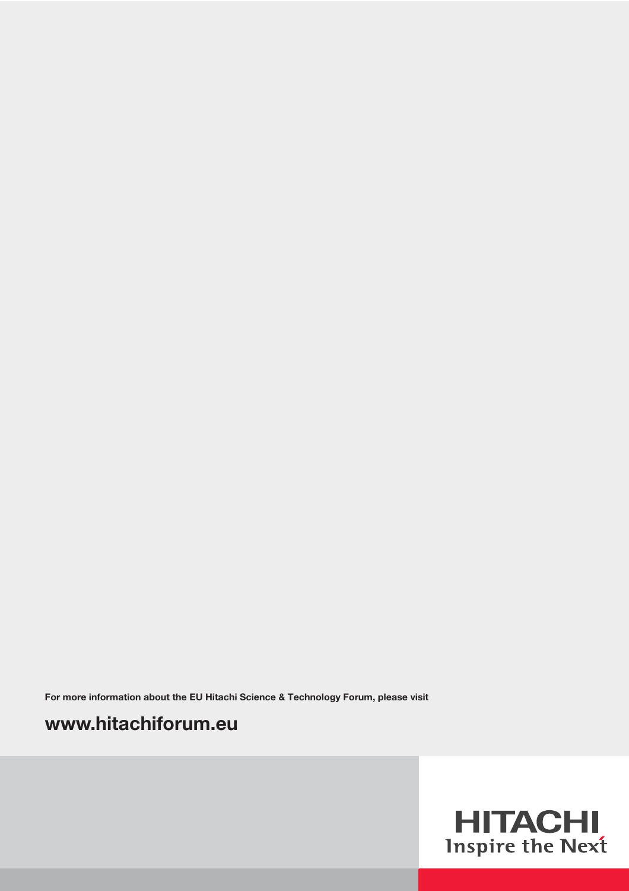For more information about the EU Hitachi Science & Technology Forum, please visit

**www.hitachiforum.eu**

HITACHI
Inspire the Next